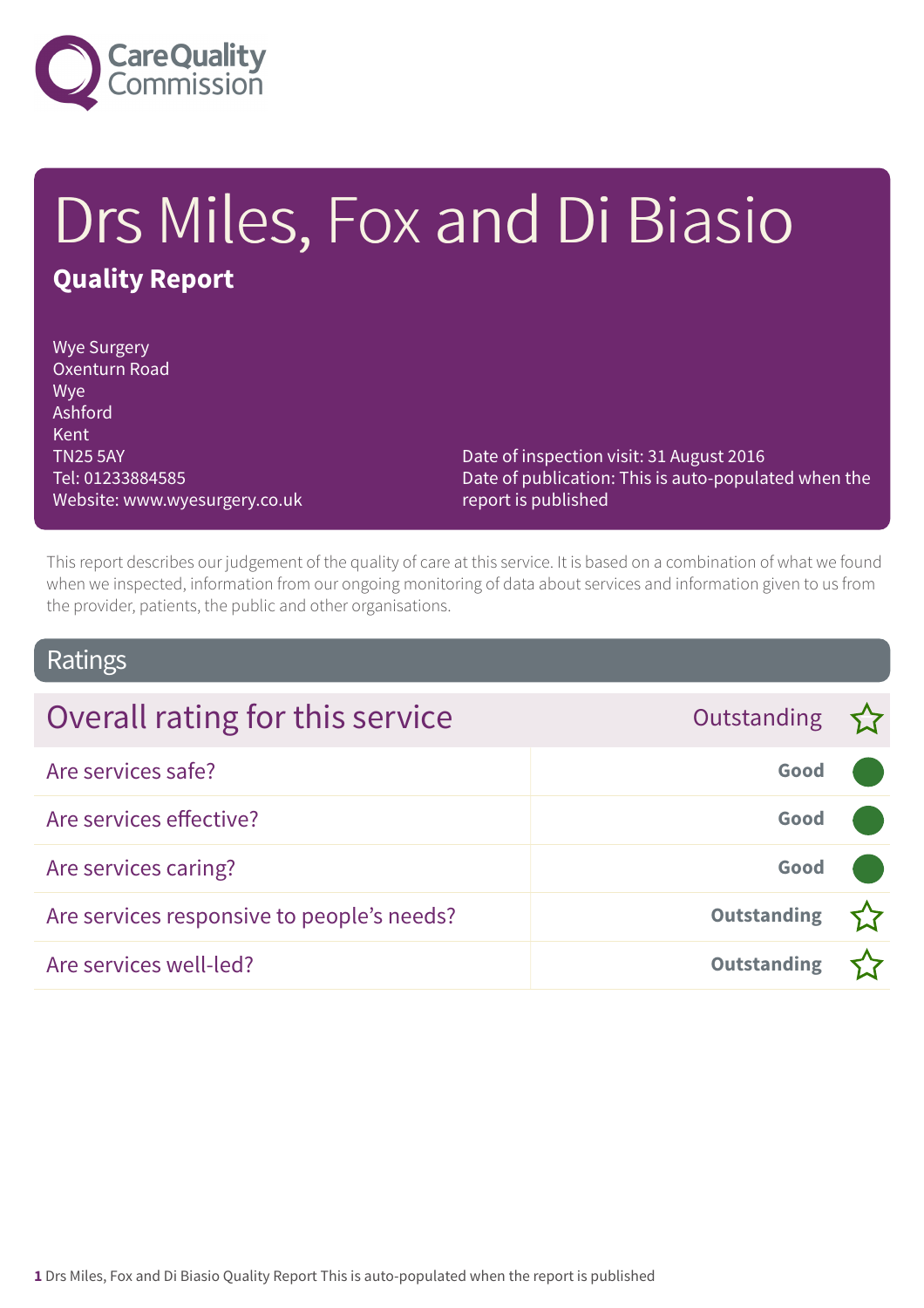# Drs Miles, Fox and Di Biasio

## Quality Report

Wye Surgery
Oxenturn Road
Wye
Ashford
Kent
TN25 5AY
Tel: 01233884585
Website: www.wyesurgery.co.uk

Date of inspection visit: 31 August 2016
Date of publication: This is auto-populated when the report is published

This report describes our judgement of the quality of care at this service. It is based on a combination of what we found when we inspected, information from our ongoing monitoring of data about services and information given to us from the provider, patients, the public and other organisations.

## Ratings

| Overall rating for this service | Outstanding ☆ |
| --- | --- |
| Are services safe? | Good |
| Are services effective? | Good |
| Are services caring? | Good |
| Are services responsive to people's needs? | Outstanding ☆ |
| Are services well-led? | Outstanding ☆ |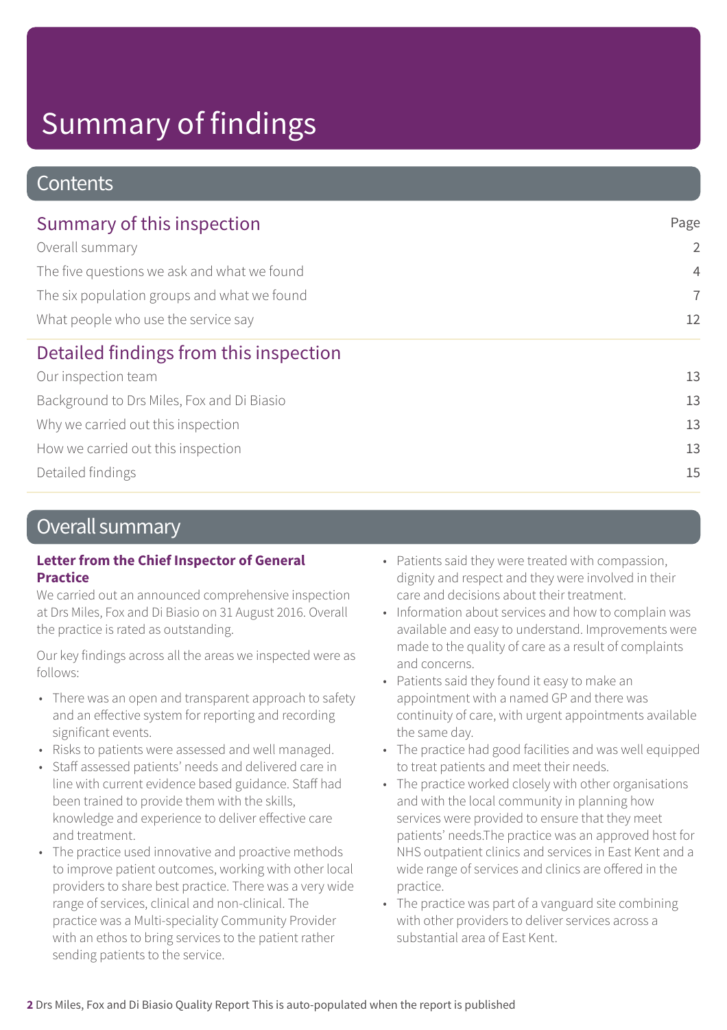# Summary of findings

## Contents

### Summary of this inspection

| | Page |
|---|---|
| Overall summary | 2 |
| The five questions we ask and what we found | 4 |
| The six population groups and what we found | 7 |
| What people who use the service say | 12 |

### Detailed findings from this inspection

| | |
|---|---|
| Our inspection team | 13 |
| Background to Drs Miles, Fox and Di Biasio | 13 |
| Why we carried out this inspection | 13 |
| How we carried out this inspection | 13 |
| Detailed findings | 15 |

## Overall summary

**Letter from the Chief Inspector of General Practice**

We carried out an announced comprehensive inspection at Drs Miles, Fox and Di Biasio on 31 August 2016. Overall the practice is rated as outstanding.

Our key findings across all the areas we inspected were as follows:

- There was an open and transparent approach to safety and an effective system for reporting and recording significant events.
- Risks to patients were assessed and well managed.
- Staff assessed patients' needs and delivered care in line with current evidence based guidance. Staff had been trained to provide them with the skills, knowledge and experience to deliver effective care and treatment.
- The practice used innovative and proactive methods to improve patient outcomes, working with other local providers to share best practice. There was a very wide range of services, clinical and non-clinical. The practice was a Multi-speciality Community Provider with an ethos to bring services to the patient rather sending patients to the service.
- Patients said they were treated with compassion, dignity and respect and they were involved in their care and decisions about their treatment.
- Information about services and how to complain was available and easy to understand. Improvements were made to the quality of care as a result of complaints and concerns.
- Patients said they found it easy to make an appointment with a named GP and there was continuity of care, with urgent appointments available the same day.
- The practice had good facilities and was well equipped to treat patients and meet their needs.
- The practice worked closely with other organisations and with the local community in planning how services were provided to ensure that they meet patients' needs.The practice was an approved host for NHS outpatient clinics and services in East Kent and a wide range of services and clinics are offered in the practice.
- The practice was part of a vanguard site combining with other providers to deliver services across a substantial area of East Kent.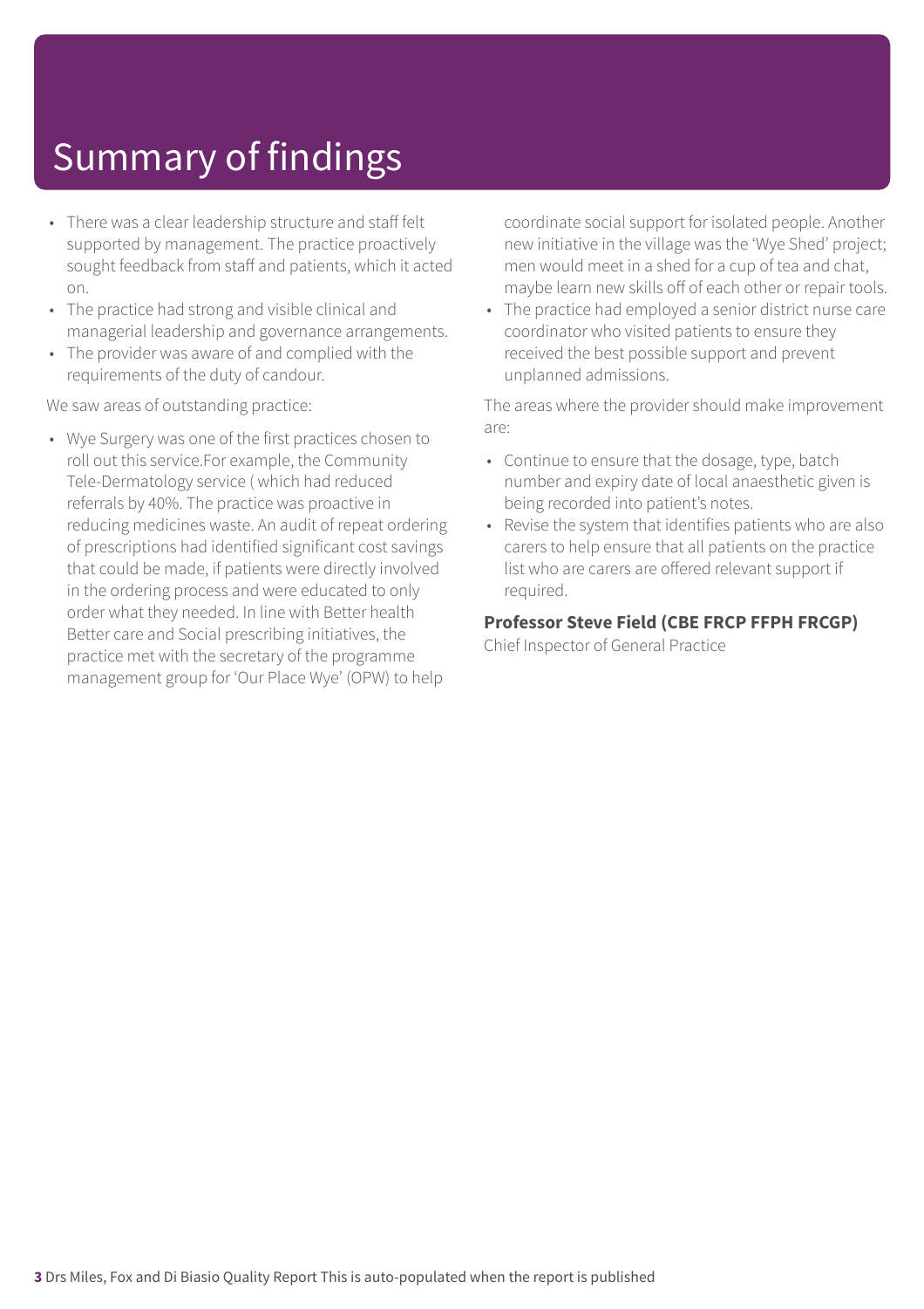# Summary of findings

- There was a clear leadership structure and staff felt supported by management. The practice proactively sought feedback from staff and patients, which it acted on.
- The practice had strong and visible clinical and managerial leadership and governance arrangements.
- The provider was aware of and complied with the requirements of the duty of candour.

We saw areas of outstanding practice:

- Wye Surgery was one of the first practices chosen to roll out this service.For example, the Community Tele-Dermatology service ( which had reduced referrals by 40%. The practice was proactive in reducing medicines waste. An audit of repeat ordering of prescriptions had identified significant cost savings that could be made, if patients were directly involved in the ordering process and were educated to only order what they needed. In line with Better health Better care and Social prescribing initiatives, the practice met with the secretary of the programme management group for 'Our Place Wye' (OPW) to help coordinate social support for isolated people. Another new initiative in the village was the 'Wye Shed' project; men would meet in a shed for a cup of tea and chat, maybe learn new skills off of each other or repair tools.
- The practice had employed a senior district nurse care coordinator who visited patients to ensure they received the best possible support and prevent unplanned admissions.

The areas where the provider should make improvement are:

- Continue to ensure that the dosage, type, batch number and expiry date of local anaesthetic given is being recorded into patient's notes.
- Revise the system that identifies patients who are also carers to help ensure that all patients on the practice list who are carers are offered relevant support if required.

**Professor Steve Field (CBE FRCP FFPH FRCGP)**
Chief Inspector of General Practice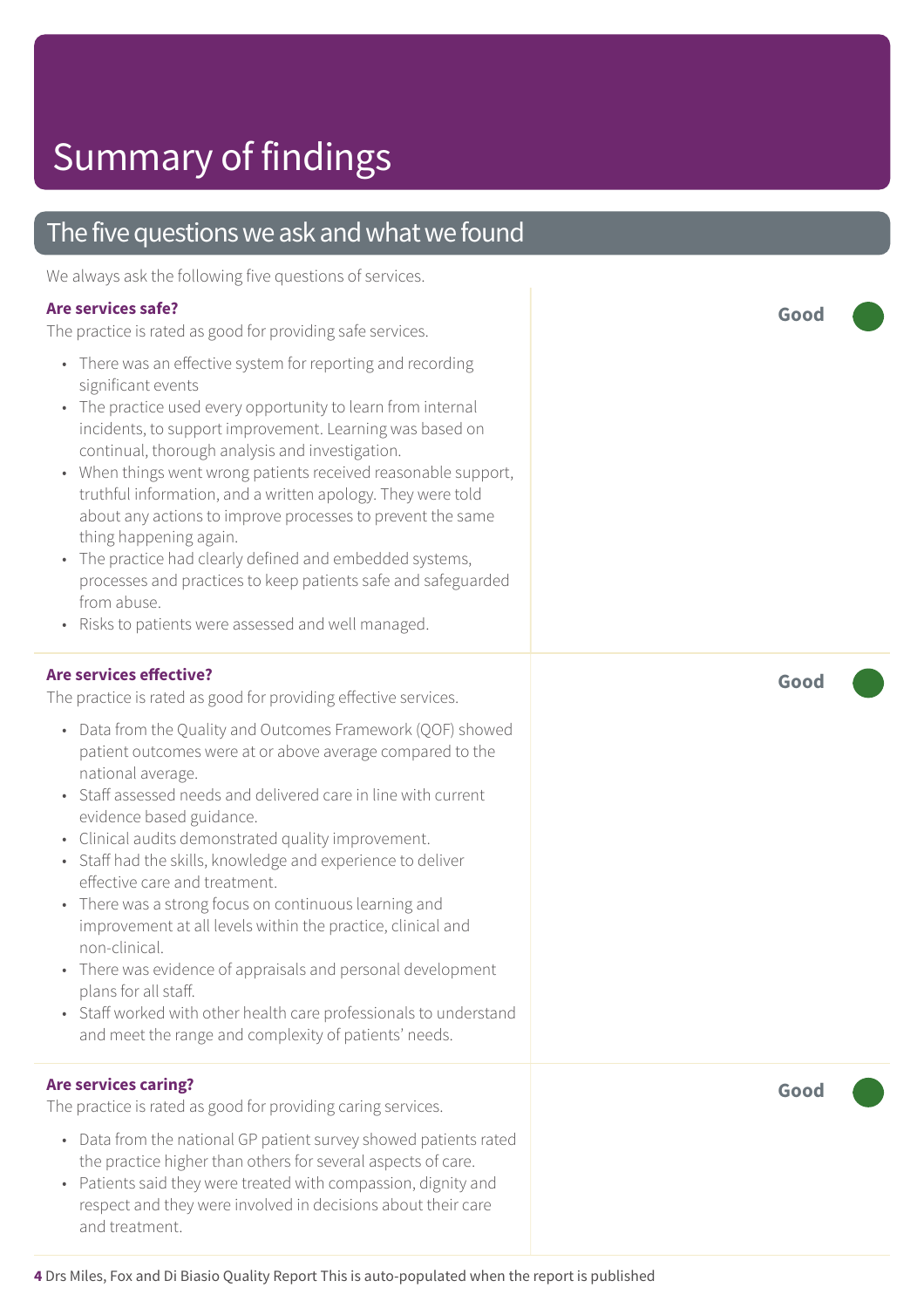# Summary of findings

## The five questions we ask and what we found

We always ask the following five questions of services.

### Are services safe?

**Good**

The practice is rated as good for providing safe services.

- There was an effective system for reporting and recording significant events
- The practice used every opportunity to learn from internal incidents, to support improvement. Learning was based on continual, thorough analysis and investigation.
- When things went wrong patients received reasonable support, truthful information, and a written apology. They were told about any actions to improve processes to prevent the same thing happening again.
- The practice had clearly defined and embedded systems, processes and practices to keep patients safe and safeguarded from abuse.
- Risks to patients were assessed and well managed.

### Are services effective?

**Good**

The practice is rated as good for providing effective services.

- Data from the Quality and Outcomes Framework (QOF) showed patient outcomes were at or above average compared to the national average.
- Staff assessed needs and delivered care in line with current evidence based guidance.
- Clinical audits demonstrated quality improvement.
- Staff had the skills, knowledge and experience to deliver effective care and treatment.
- There was a strong focus on continuous learning and improvement at all levels within the practice, clinical and non-clinical.
- There was evidence of appraisals and personal development plans for all staff.
- Staff worked with other health care professionals to understand and meet the range and complexity of patients' needs.

### Are services caring?

**Good**

The practice is rated as good for providing caring services.

- Data from the national GP patient survey showed patients rated the practice higher than others for several aspects of care.
- Patients said they were treated with compassion, dignity and respect and they were involved in decisions about their care and treatment.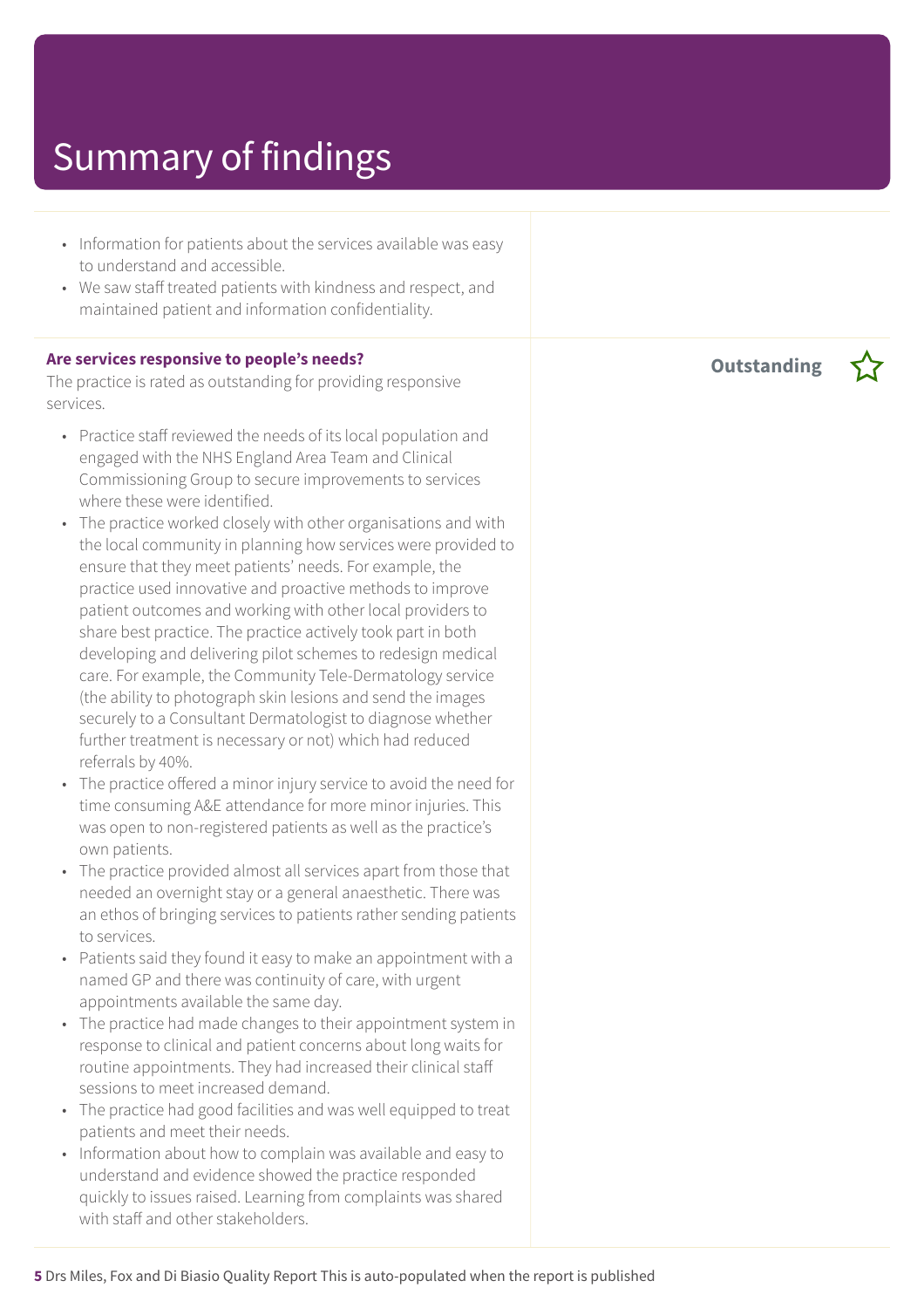# Summary of findings

- Information for patients about the services available was easy to understand and accessible.
- We saw staff treated patients with kindness and respect, and maintained patient and information confidentiality.

**Are services responsive to people's needs?**

**Outstanding** ☆

The practice is rated as outstanding for providing responsive services.

- Practice staff reviewed the needs of its local population and engaged with the NHS England Area Team and Clinical Commissioning Group to secure improvements to services where these were identified.
- The practice worked closely with other organisations and with the local community in planning how services were provided to ensure that they meet patients' needs. For example, the practice used innovative and proactive methods to improve patient outcomes and working with other local providers to share best practice. The practice actively took part in both developing and delivering pilot schemes to redesign medical care. For example, the Community Tele-Dermatology service (the ability to photograph skin lesions and send the images securely to a Consultant Dermatologist to diagnose whether further treatment is necessary or not) which had reduced referrals by 40%.
- The practice offered a minor injury service to avoid the need for time consuming A&E attendance for more minor injuries. This was open to non-registered patients as well as the practice's own patients.
- The practice provided almost all services apart from those that needed an overnight stay or a general anaesthetic. There was an ethos of bringing services to patients rather sending patients to services.
- Patients said they found it easy to make an appointment with a named GP and there was continuity of care, with urgent appointments available the same day.
- The practice had made changes to their appointment system in response to clinical and patient concerns about long waits for routine appointments. They had increased their clinical staff sessions to meet increased demand.
- The practice had good facilities and was well equipped to treat patients and meet their needs.
- Information about how to complain was available and easy to understand and evidence showed the practice responded quickly to issues raised. Learning from complaints was shared with staff and other stakeholders.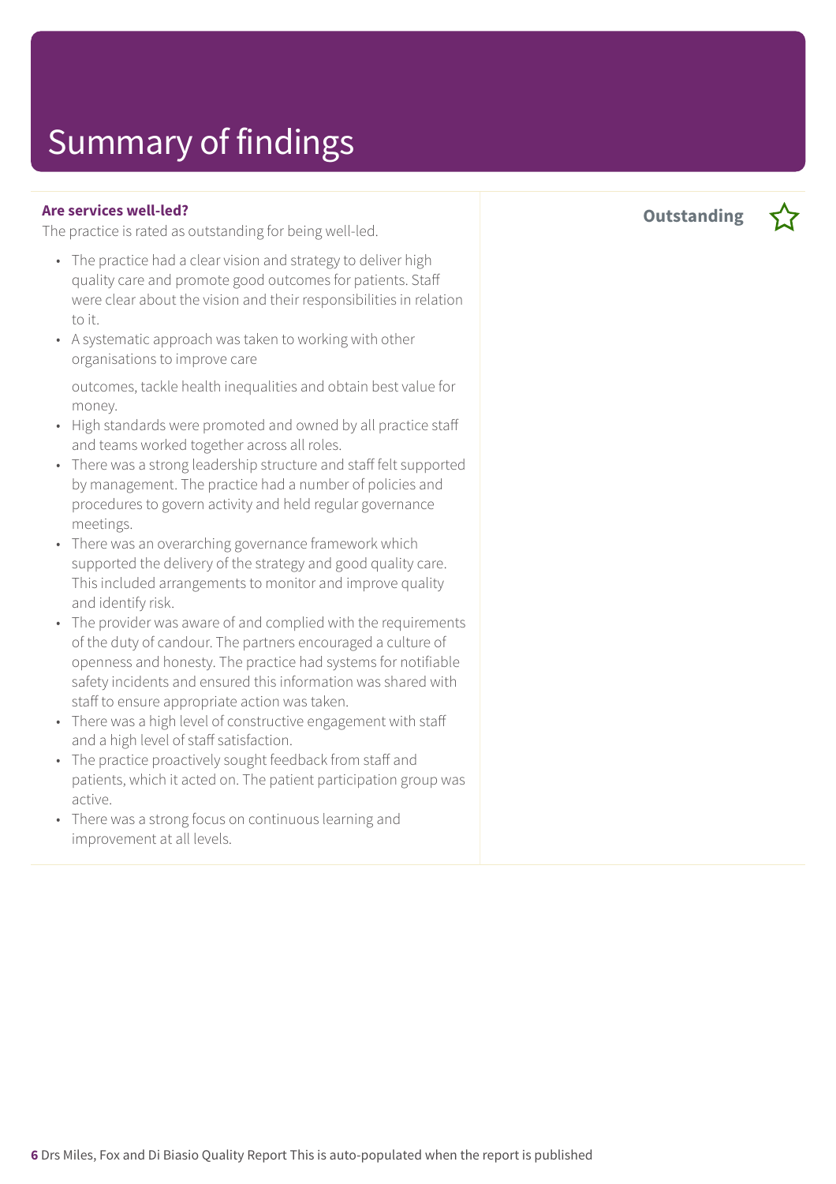# Summary of findings

**Are services well-led?**

**Outstanding** ☆

The practice is rated as outstanding for being well-led.

- The practice had a clear vision and strategy to deliver high quality care and promote good outcomes for patients. Staff were clear about the vision and their responsibilities in relation to it.
- A systematic approach was taken to working with other organisations to improve care

  outcomes, tackle health inequalities and obtain best value for money.
- High standards were promoted and owned by all practice staff and teams worked together across all roles.
- There was a strong leadership structure and staff felt supported by management. The practice had a number of policies and procedures to govern activity and held regular governance meetings.
- There was an overarching governance framework which supported the delivery of the strategy and good quality care. This included arrangements to monitor and improve quality and identify risk.
- The provider was aware of and complied with the requirements of the duty of candour. The partners encouraged a culture of openness and honesty. The practice had systems for notifiable safety incidents and ensured this information was shared with staff to ensure appropriate action was taken.
- There was a high level of constructive engagement with staff and a high level of staff satisfaction.
- The practice proactively sought feedback from staff and patients, which it acted on. The patient participation group was active.
- There was a strong focus on continuous learning and improvement at all levels.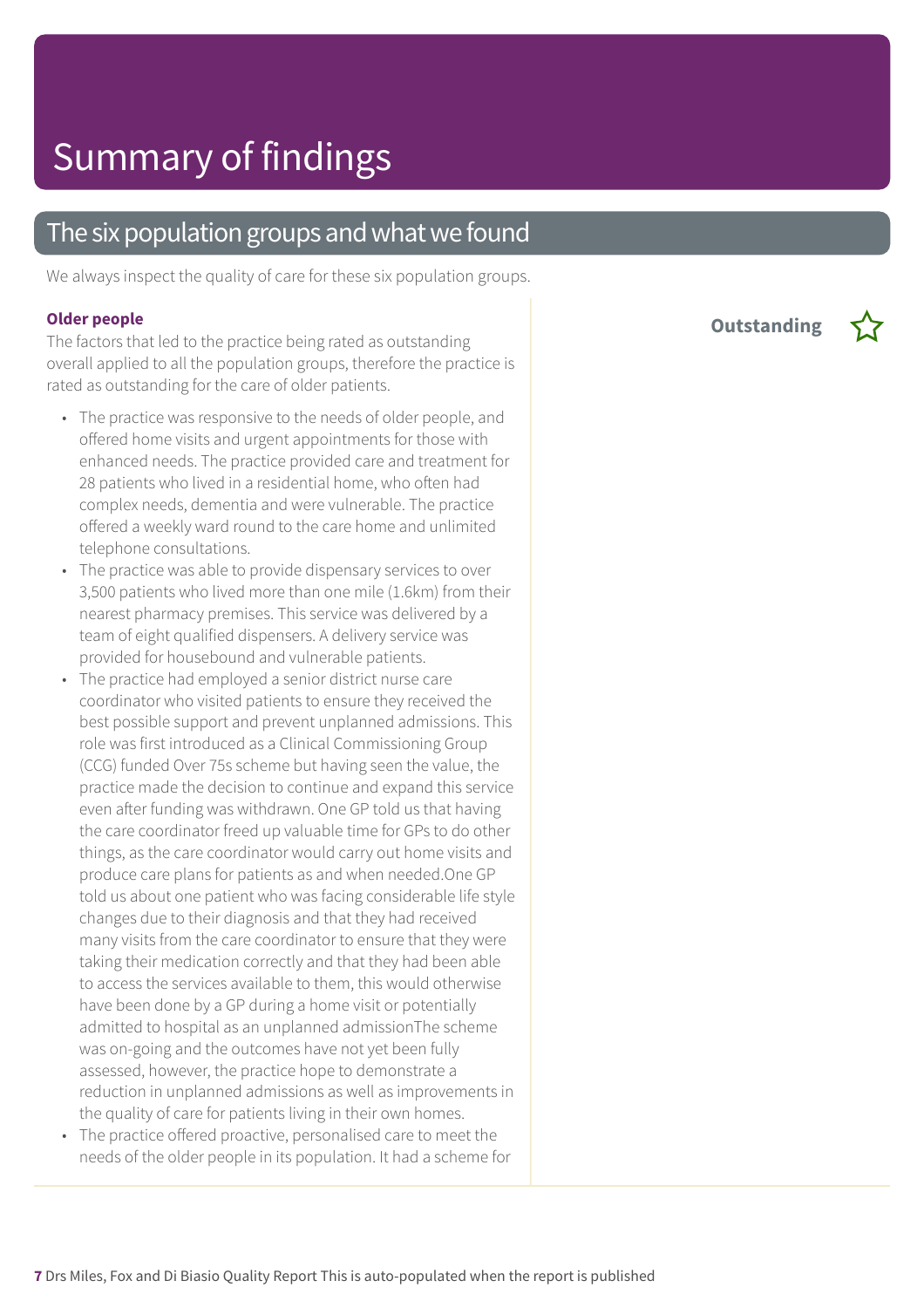# Summary of findings

## The six population groups and what we found

We always inspect the quality of care for these six population groups.

### Older people

**Outstanding** ☆

The factors that led to the practice being rated as outstanding overall applied to all the population groups, therefore the practice is rated as outstanding for the care of older patients.

- The practice was responsive to the needs of older people, and offered home visits and urgent appointments for those with enhanced needs. The practice provided care and treatment for 28 patients who lived in a residential home, who often had complex needs, dementia and were vulnerable. The practice offered a weekly ward round to the care home and unlimited telephone consultations.
- The practice was able to provide dispensary services to over 3,500 patients who lived more than one mile (1.6km) from their nearest pharmacy premises. This service was delivered by a team of eight qualified dispensers. A delivery service was provided for housebound and vulnerable patients.
- The practice had employed a senior district nurse care coordinator who visited patients to ensure they received the best possible support and prevent unplanned admissions. This role was first introduced as a Clinical Commissioning Group (CCG) funded Over 75s scheme but having seen the value, the practice made the decision to continue and expand this service even after funding was withdrawn. One GP told us that having the care coordinator freed up valuable time for GPs to do other things, as the care coordinator would carry out home visits and produce care plans for patients as and when needed.One GP told us about one patient who was facing considerable life style changes due to their diagnosis and that they had received many visits from the care coordinator to ensure that they were taking their medication correctly and that they had been able to access the services available to them, this would otherwise have been done by a GP during a home visit or potentially admitted to hospital as an unplanned admissionThe scheme was on-going and the outcomes have not yet been fully assessed, however, the practice hope to demonstrate a reduction in unplanned admissions as well as improvements in the quality of care for patients living in their own homes.
- The practice offered proactive, personalised care to meet the needs of the older people in its population. It had a scheme for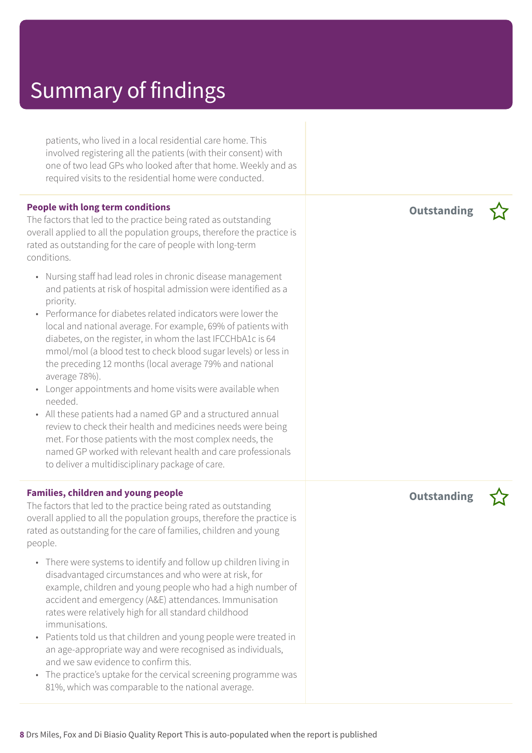# Summary of findings

patients, who lived in a local residential care home. This involved registering all the patients (with their consent) with one of two lead GPs who looked after that home. Weekly and as required visits to the residential home were conducted.

**People with long term conditions** — **Outstanding** ☆

The factors that led to the practice being rated as outstanding overall applied to all the population groups, therefore the practice is rated as outstanding for the care of people with long-term conditions.

- Nursing staff had lead roles in chronic disease management and patients at risk of hospital admission were identified as a priority.
- Performance for diabetes related indicators were lower the local and national average. For example, 69% of patients with diabetes, on the register, in whom the last IFCCHbA1c is 64 mmol/mol (a blood test to check blood sugar levels) or less in the preceding 12 months (local average 79% and national average 78%).
- Longer appointments and home visits were available when needed.
- All these patients had a named GP and a structured annual review to check their health and medicines needs were being met. For those patients with the most complex needs, the named GP worked with relevant health and care professionals to deliver a multidisciplinary package of care.

**Families, children and young people** — **Outstanding** ☆

The factors that led to the practice being rated as outstanding overall applied to all the population groups, therefore the practice is rated as outstanding for the care of families, children and young people.

- There were systems to identify and follow up children living in disadvantaged circumstances and who were at risk, for example, children and young people who had a high number of accident and emergency (A&E) attendances. Immunisation rates were relatively high for all standard childhood immunisations.
- Patients told us that children and young people were treated in an age-appropriate way and were recognised as individuals, and we saw evidence to confirm this.
- The practice's uptake for the cervical screening programme was 81%, which was comparable to the national average.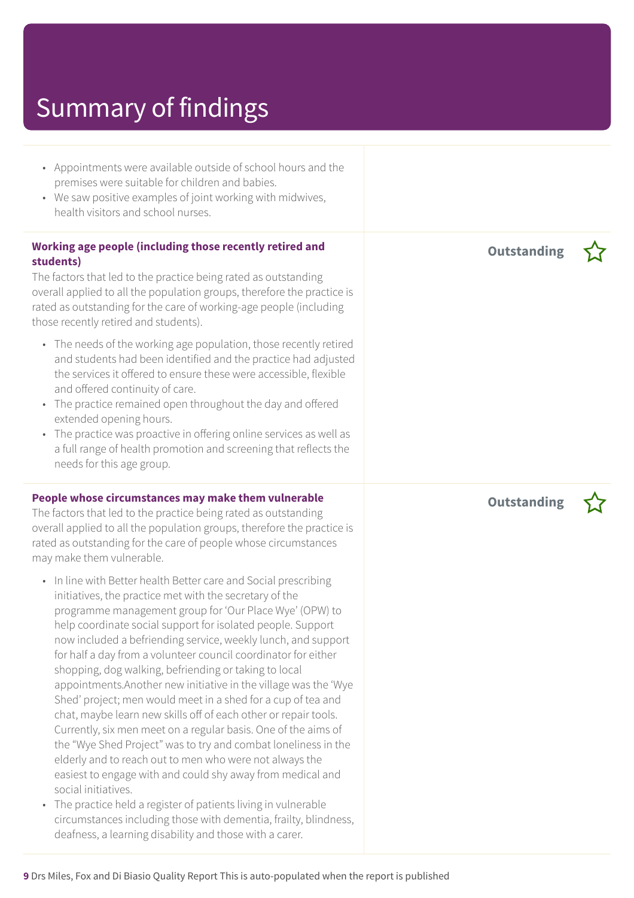# Summary of findings

- Appointments were available outside of school hours and the premises were suitable for children and babies.
- We saw positive examples of joint working with midwives, health visitors and school nurses.

**Working age people (including those recently retired and students)**

**Outstanding** ☆

The factors that led to the practice being rated as outstanding overall applied to all the population groups, therefore the practice is rated as outstanding for the care of working-age people (including those recently retired and students).

- The needs of the working age population, those recently retired and students had been identified and the practice had adjusted the services it offered to ensure these were accessible, flexible and offered continuity of care.
- The practice remained open throughout the day and offered extended opening hours.
- The practice was proactive in offering online services as well as a full range of health promotion and screening that reflects the needs for this age group.

**People whose circumstances may make them vulnerable**

**Outstanding** ☆

The factors that led to the practice being rated as outstanding overall applied to all the population groups, therefore the practice is rated as outstanding for the care of people whose circumstances may make them vulnerable.

- In line with Better health Better care and Social prescribing initiatives, the practice met with the secretary of the programme management group for 'Our Place Wye' (OPW) to help coordinate social support for isolated people. Support now included a befriending service, weekly lunch, and support for half a day from a volunteer council coordinator for either shopping, dog walking, befriending or taking to local appointments.Another new initiative in the village was the 'Wye Shed' project; men would meet in a shed for a cup of tea and chat, maybe learn new skills off of each other or repair tools. Currently, six men meet on a regular basis. One of the aims of the "Wye Shed Project" was to try and combat loneliness in the elderly and to reach out to men who were not always the easiest to engage with and could shy away from medical and social initiatives.
- The practice held a register of patients living in vulnerable circumstances including those with dementia, frailty, blindness, deafness, a learning disability and those with a carer.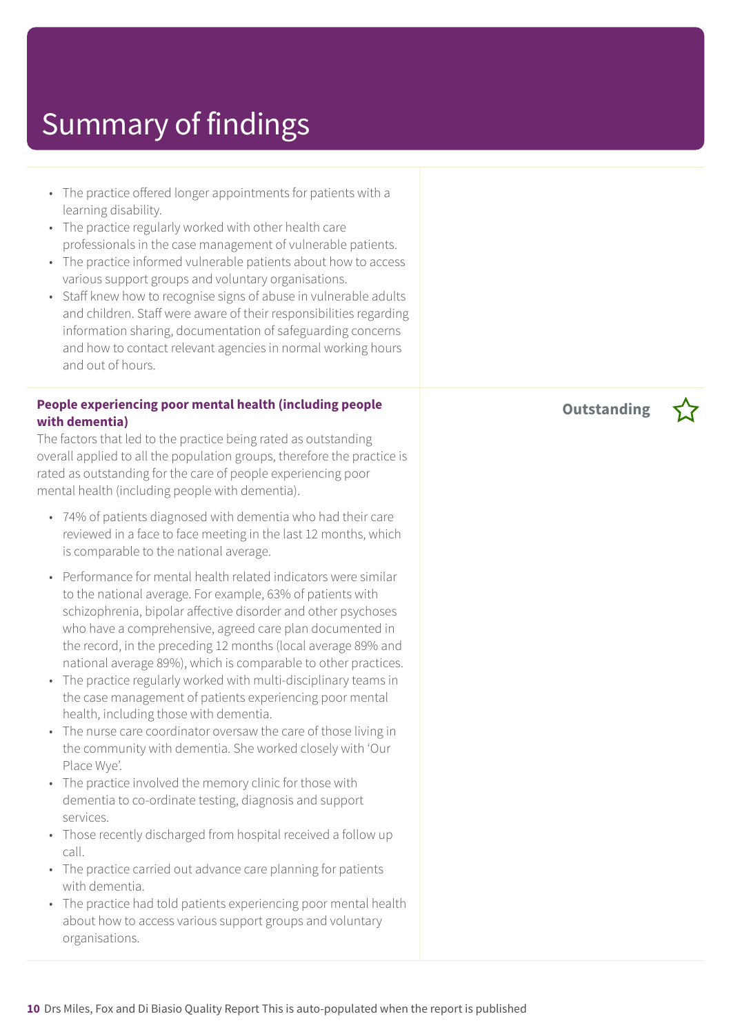# Summary of findings

- The practice offered longer appointments for patients with a learning disability.
- The practice regularly worked with other health care professionals in the case management of vulnerable patients.
- The practice informed vulnerable patients about how to access various support groups and voluntary organisations.
- Staff knew how to recognise signs of abuse in vulnerable adults and children. Staff were aware of their responsibilities regarding information sharing, documentation of safeguarding concerns and how to contact relevant agencies in normal working hours and out of hours.

**People experiencing poor mental health (including people with dementia)** — **Outstanding** ☆

The factors that led to the practice being rated as outstanding overall applied to all the population groups, therefore the practice is rated as outstanding for the care of people experiencing poor mental health (including people with dementia).

- 74% of patients diagnosed with dementia who had their care reviewed in a face to face meeting in the last 12 months, which is comparable to the national average.
- Performance for mental health related indicators were similar to the national average. For example, 63% of patients with schizophrenia, bipolar affective disorder and other psychoses who have a comprehensive, agreed care plan documented in the record, in the preceding 12 months (local average 89% and national average 89%), which is comparable to other practices.
- The practice regularly worked with multi-disciplinary teams in the case management of patients experiencing poor mental health, including those with dementia.
- The nurse care coordinator oversaw the care of those living in the community with dementia. She worked closely with 'Our Place Wye'.
- The practice involved the memory clinic for those with dementia to co-ordinate testing, diagnosis and support services.
- Those recently discharged from hospital received a follow up call.
- The practice carried out advance care planning for patients with dementia.
- The practice had told patients experiencing poor mental health about how to access various support groups and voluntary organisations.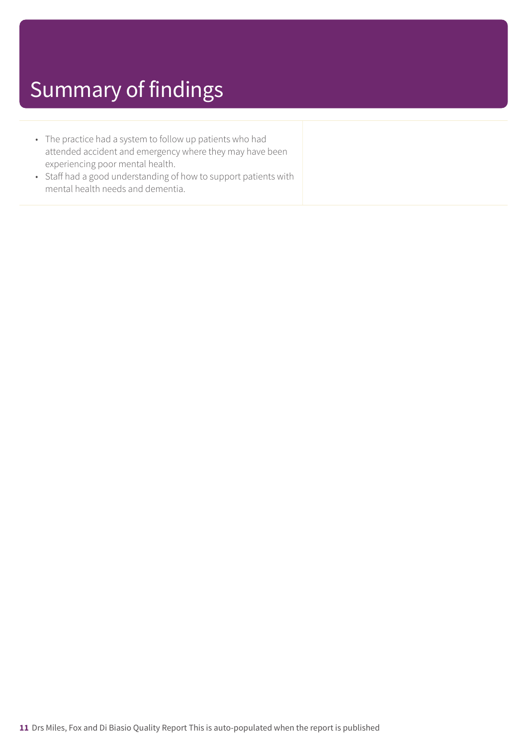# Summary of findings

- The practice had a system to follow up patients who had attended accident and emergency where they may have been experiencing poor mental health.
- Staff had a good understanding of how to support patients with mental health needs and dementia.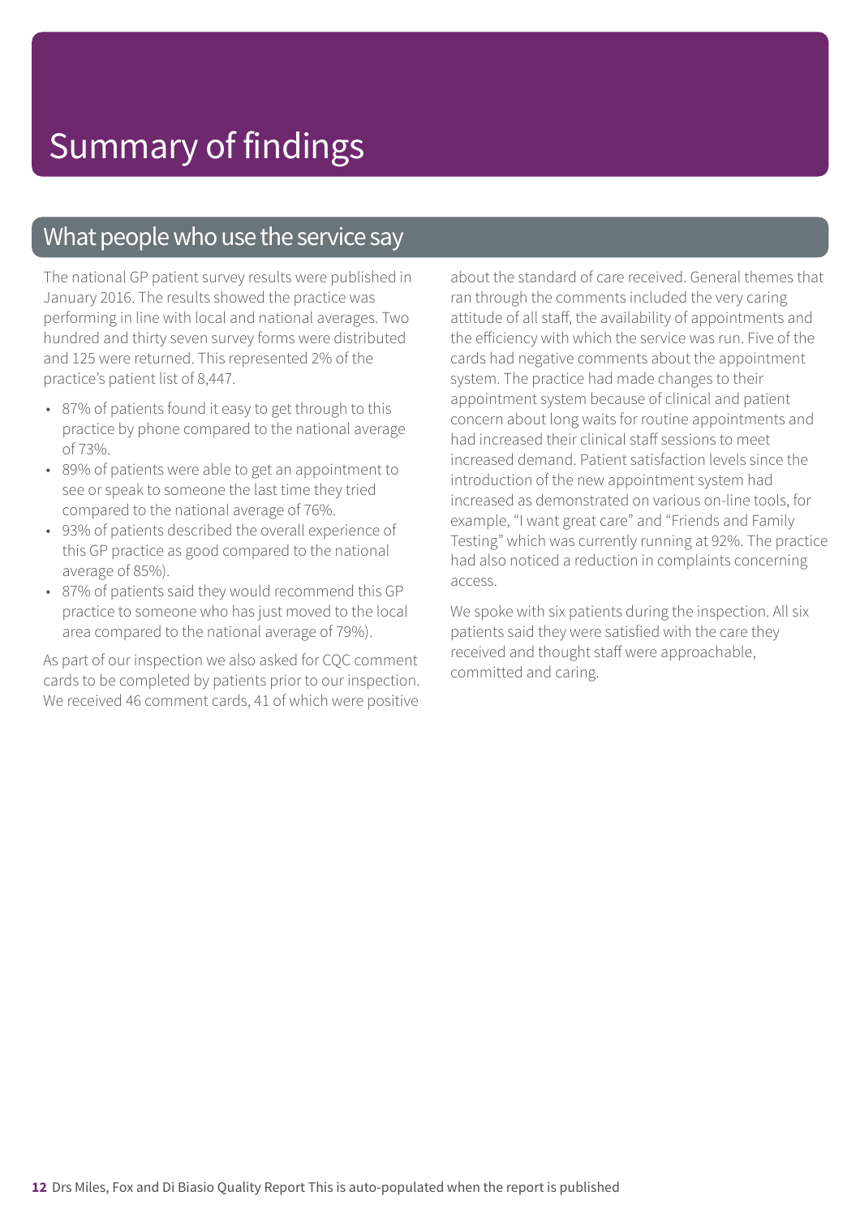# Summary of findings

## What people who use the service say

The national GP patient survey results were published in January 2016. The results showed the practice was performing in line with local and national averages. Two hundred and thirty seven survey forms were distributed and 125 were returned. This represented 2% of the practice's patient list of 8,447.

- 87% of patients found it easy to get through to this practice by phone compared to the national average of 73%.
- 89% of patients were able to get an appointment to see or speak to someone the last time they tried compared to the national average of 76%.
- 93% of patients described the overall experience of this GP practice as good compared to the national average of 85%).
- 87% of patients said they would recommend this GP practice to someone who has just moved to the local area compared to the national average of 79%).

As part of our inspection we also asked for CQC comment cards to be completed by patients prior to our inspection. We received 46 comment cards, 41 of which were positive about the standard of care received. General themes that ran through the comments included the very caring attitude of all staff, the availability of appointments and the efficiency with which the service was run. Five of the cards had negative comments about the appointment system. The practice had made changes to their appointment system because of clinical and patient concern about long waits for routine appointments and had increased their clinical staff sessions to meet increased demand. Patient satisfaction levels since the introduction of the new appointment system had increased as demonstrated on various on-line tools, for example, "I want great care" and "Friends and Family Testing" which was currently running at 92%. The practice had also noticed a reduction in complaints concerning access.

We spoke with six patients during the inspection. All six patients said they were satisfied with the care they received and thought staff were approachable, committed and caring.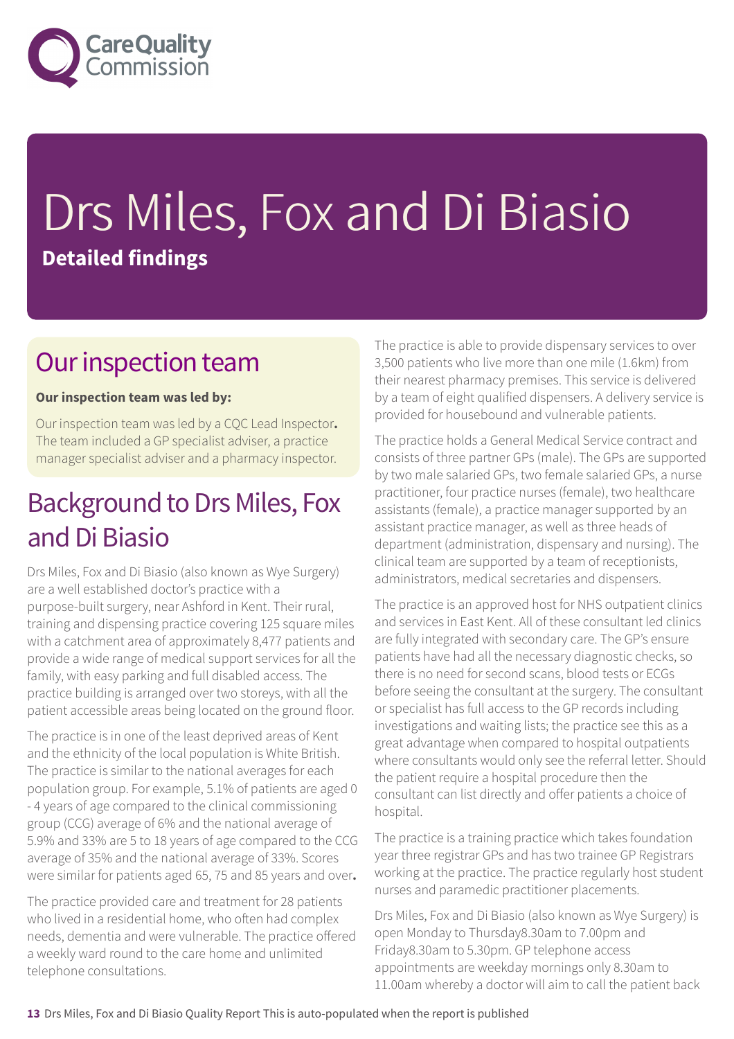# Drs Miles, Fox and Di Biasio

**Detailed findings**

## Our inspection team

**Our inspection team was led by:**

Our inspection team was led by a CQC Lead Inspector**.** The team included a GP specialist adviser, a practice manager specialist adviser and a pharmacy inspector.

## Background to Drs Miles, Fox and Di Biasio

Drs Miles, Fox and Di Biasio (also known as Wye Surgery) are a well established doctor's practice with a purpose-built surgery, near Ashford in Kent. Their rural, training and dispensing practice covering 125 square miles with a catchment area of approximately 8,477 patients and provide a wide range of medical support services for all the family, with easy parking and full disabled access. The practice building is arranged over two storeys, with all the patient accessible areas being located on the ground floor.

The practice is in one of the least deprived areas of Kent and the ethnicity of the local population is White British. The practice is similar to the national averages for each population group. For example, 5.1% of patients are aged 0 - 4 years of age compared to the clinical commissioning group (CCG) average of 6% and the national average of 5.9% and 33% are 5 to 18 years of age compared to the CCG average of 35% and the national average of 33%. Scores were similar for patients aged 65, 75 and 85 years and over**.**

The practice provided care and treatment for 28 patients who lived in a residential home, who often had complex needs, dementia and were vulnerable. The practice offered a weekly ward round to the care home and unlimited telephone consultations.

The practice is able to provide dispensary services to over 3,500 patients who live more than one mile (1.6km) from their nearest pharmacy premises. This service is delivered by a team of eight qualified dispensers. A delivery service is provided for housebound and vulnerable patients.

The practice holds a General Medical Service contract and consists of three partner GPs (male). The GPs are supported by two male salaried GPs, two female salaried GPs, a nurse practitioner, four practice nurses (female), two healthcare assistants (female), a practice manager supported by an assistant practice manager, as well as three heads of department (administration, dispensary and nursing). The clinical team are supported by a team of receptionists, administrators, medical secretaries and dispensers.

The practice is an approved host for NHS outpatient clinics and services in East Kent. All of these consultant led clinics are fully integrated with secondary care. The GP's ensure patients have had all the necessary diagnostic checks, so there is no need for second scans, blood tests or ECGs before seeing the consultant at the surgery. The consultant or specialist has full access to the GP records including investigations and waiting lists; the practice see this as a great advantage when compared to hospital outpatients where consultants would only see the referral letter. Should the patient require a hospital procedure then the consultant can list directly and offer patients a choice of hospital.

The practice is a training practice which takes foundation year three registrar GPs and has two trainee GP Registrars working at the practice. The practice regularly host student nurses and paramedic practitioner placements.

Drs Miles, Fox and Di Biasio (also known as Wye Surgery) is open Monday to Thursday8.30am to 7.00pm and Friday8.30am to 5.30pm. GP telephone access appointments are weekday mornings only 8.30am to 11.00am whereby a doctor will aim to call the patient back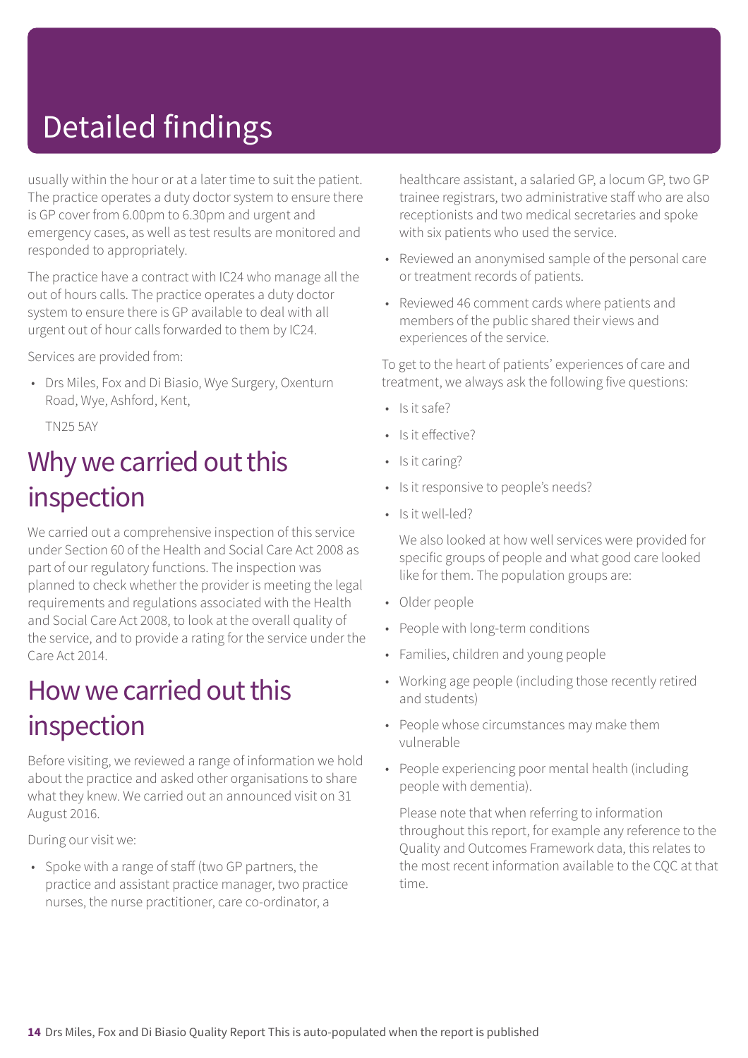# Detailed findings

usually within the hour or at a later time to suit the patient. The practice operates a duty doctor system to ensure there is GP cover from 6.00pm to 6.30pm and urgent and emergency cases, as well as test results are monitored and responded to appropriately.

The practice have a contract with IC24 who manage all the out of hours calls. The practice operates a duty doctor system to ensure there is GP available to deal with all urgent out of hour calls forwarded to them by IC24.

Services are provided from:

- Drs Miles, Fox and Di Biasio, Wye Surgery, Oxenturn Road, Wye, Ashford, Kent,

  TN25 5AY

## Why we carried out this inspection

We carried out a comprehensive inspection of this service under Section 60 of the Health and Social Care Act 2008 as part of our regulatory functions. The inspection was planned to check whether the provider is meeting the legal requirements and regulations associated with the Health and Social Care Act 2008, to look at the overall quality of the service, and to provide a rating for the service under the Care Act 2014.

## How we carried out this inspection

Before visiting, we reviewed a range of information we hold about the practice and asked other organisations to share what they knew. We carried out an announced visit on 31 August 2016.

During our visit we:

- Spoke with a range of staff (two GP partners, the practice and assistant practice manager, two practice nurses, the nurse practitioner, care co-ordinator, a healthcare assistant, a salaried GP, a locum GP, two GP trainee registrars, two administrative staff who are also receptionists and two medical secretaries and spoke with six patients who used the service.
- Reviewed an anonymised sample of the personal care or treatment records of patients.
- Reviewed 46 comment cards where patients and members of the public shared their views and experiences of the service.

To get to the heart of patients' experiences of care and treatment, we always ask the following five questions:

- Is it safe?
- Is it effective?
- Is it caring?
- Is it responsive to people's needs?
- Is it well-led?

We also looked at how well services were provided for specific groups of people and what good care looked like for them. The population groups are:

- Older people
- People with long-term conditions
- Families, children and young people
- Working age people (including those recently retired and students)
- People whose circumstances may make them vulnerable
- People experiencing poor mental health (including people with dementia).

Please note that when referring to information throughout this report, for example any reference to the Quality and Outcomes Framework data, this relates to the most recent information available to the CQC at that time.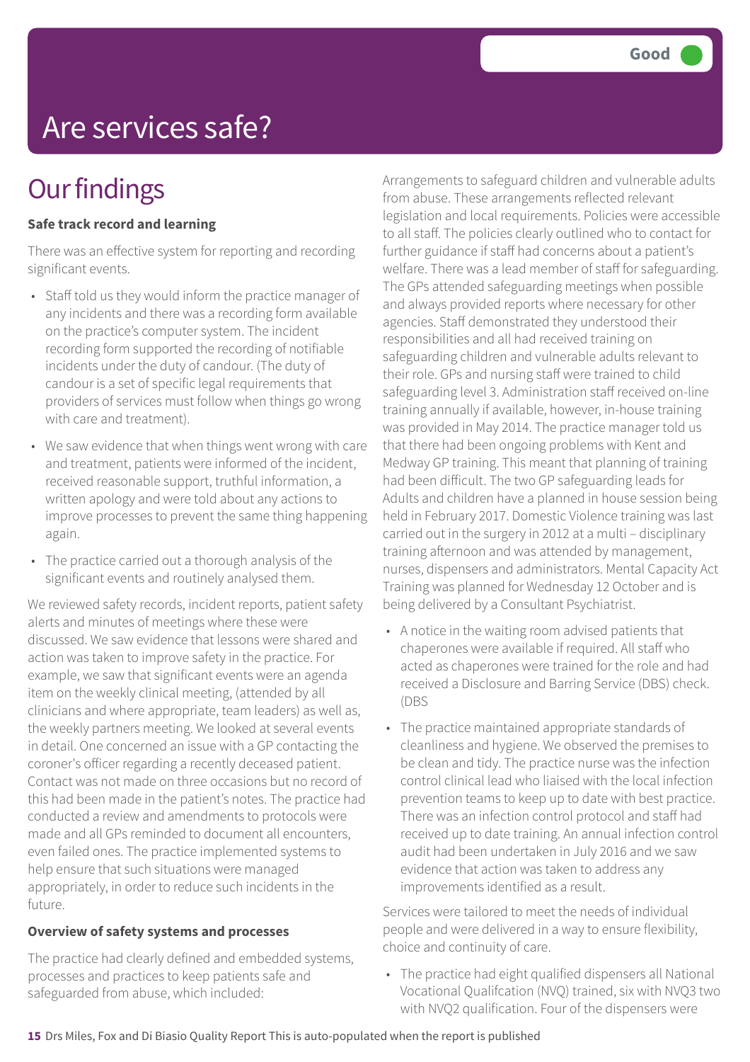# Are services safe?

**Good**

## Our findings

**Safe track record and learning**

There was an effective system for reporting and recording significant events.

- Staff told us they would inform the practice manager of any incidents and there was a recording form available on the practice's computer system. The incident recording form supported the recording of notifiable incidents under the duty of candour. (The duty of candour is a set of specific legal requirements that providers of services must follow when things go wrong with care and treatment).
- We saw evidence that when things went wrong with care and treatment, patients were informed of the incident, received reasonable support, truthful information, a written apology and were told about any actions to improve processes to prevent the same thing happening again.
- The practice carried out a thorough analysis of the significant events and routinely analysed them.

We reviewed safety records, incident reports, patient safety alerts and minutes of meetings where these were discussed. We saw evidence that lessons were shared and action was taken to improve safety in the practice. For example, we saw that significant events were an agenda item on the weekly clinical meeting, (attended by all clinicians and where appropriate, team leaders) as well as, the weekly partners meeting. We looked at several events in detail. One concerned an issue with a GP contacting the coroner's officer regarding a recently deceased patient. Contact was not made on three occasions but no record of this had been made in the patient's notes. The practice had conducted a review and amendments to protocols were made and all GPs reminded to document all encounters, even failed ones. The practice implemented systems to help ensure that such situations were managed appropriately, in order to reduce such incidents in the future.

**Overview of safety systems and processes**

The practice had clearly defined and embedded systems, processes and practices to keep patients safe and safeguarded from abuse, which included:

Arrangements to safeguard children and vulnerable adults from abuse. These arrangements reflected relevant legislation and local requirements. Policies were accessible to all staff. The policies clearly outlined who to contact for further guidance if staff had concerns about a patient's welfare. There was a lead member of staff for safeguarding. The GPs attended safeguarding meetings when possible and always provided reports where necessary for other agencies. Staff demonstrated they understood their responsibilities and all had received training on safeguarding children and vulnerable adults relevant to their role. GPs and nursing staff were trained to child safeguarding level 3. Administration staff received on-line training annually if available, however, in-house training was provided in May 2014. The practice manager told us that there had been ongoing problems with Kent and Medway GP training. This meant that planning of training had been difficult. The two GP safeguarding leads for Adults and children have a planned in house session being held in February 2017. Domestic Violence training was last carried out in the surgery in 2012 at a multi – disciplinary training afternoon and was attended by management, nurses, dispensers and administrators. Mental Capacity Act Training was planned for Wednesday 12 October and is being delivered by a Consultant Psychiatrist.

- A notice in the waiting room advised patients that chaperones were available if required. All staff who acted as chaperones were trained for the role and had received a Disclosure and Barring Service (DBS) check. (DBS
- The practice maintained appropriate standards of cleanliness and hygiene. We observed the premises to be clean and tidy. The practice nurse was the infection control clinical lead who liaised with the local infection prevention teams to keep up to date with best practice. There was an infection control protocol and staff had received up to date training. An annual infection control audit had been undertaken in July 2016 and we saw evidence that action was taken to address any improvements identified as a result.

Services were tailored to meet the needs of individual people and were delivered in a way to ensure flexibility, choice and continuity of care.

- The practice had eight qualified dispensers all National Vocational Qualifcation (NVQ) trained, six with NVQ3 two with NVQ2 qualification. Four of the dispensers were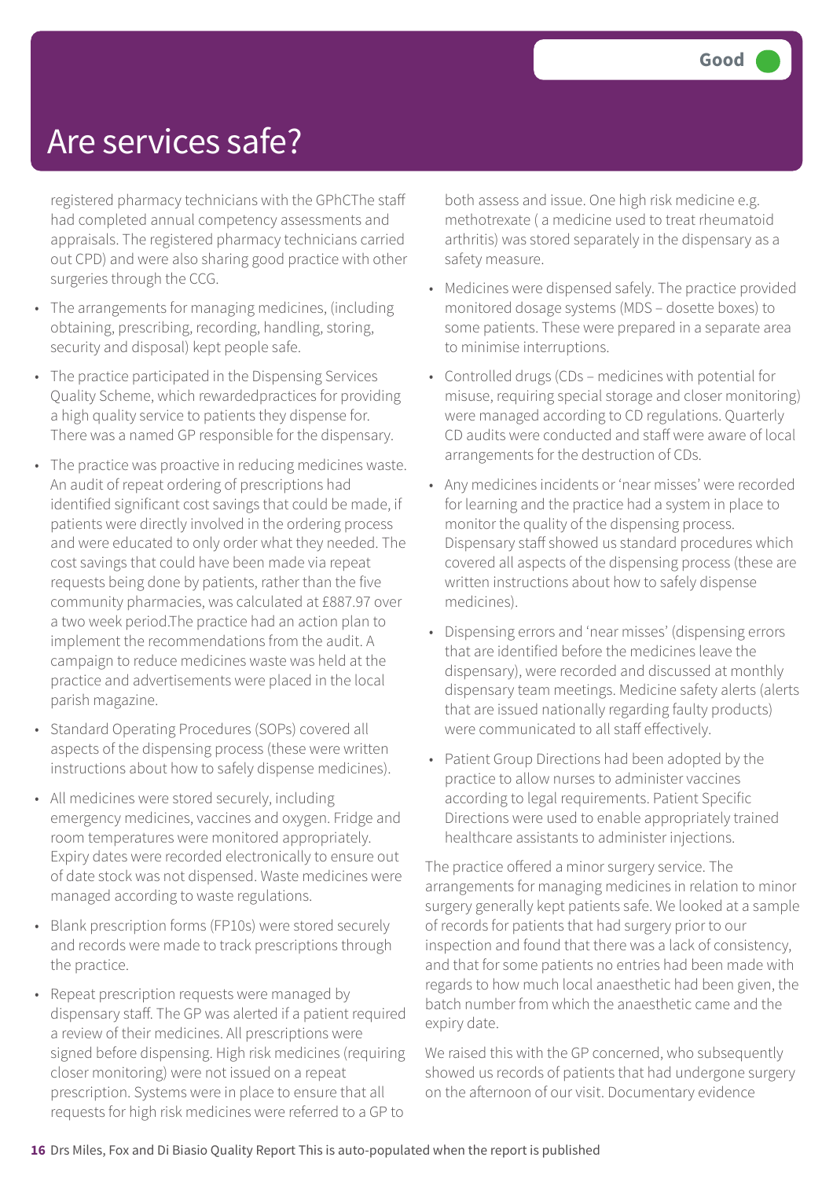# Are services safe?

Good

registered pharmacy technicians with the GPhCThe staff had completed annual competency assessments and appraisals. The registered pharmacy technicians carried out CPD) and were also sharing good practice with other surgeries through the CCG.

- The arrangements for managing medicines, (including obtaining, prescribing, recording, handling, storing, security and disposal) kept people safe.
- The practice participated in the Dispensing Services Quality Scheme, which rewardedpractices for providing a high quality service to patients they dispense for. There was a named GP responsible for the dispensary.
- The practice was proactive in reducing medicines waste. An audit of repeat ordering of prescriptions had identified significant cost savings that could be made, if patients were directly involved in the ordering process and were educated to only order what they needed. The cost savings that could have been made via repeat requests being done by patients, rather than the five community pharmacies, was calculated at £887.97 over a two week period.The practice had an action plan to implement the recommendations from the audit. A campaign to reduce medicines waste was held at the practice and advertisements were placed in the local parish magazine.
- Standard Operating Procedures (SOPs) covered all aspects of the dispensing process (these were written instructions about how to safely dispense medicines).
- All medicines were stored securely, including emergency medicines, vaccines and oxygen. Fridge and room temperatures were monitored appropriately. Expiry dates were recorded electronically to ensure out of date stock was not dispensed. Waste medicines were managed according to waste regulations.
- Blank prescription forms (FP10s) were stored securely and records were made to track prescriptions through the practice.
- Repeat prescription requests were managed by dispensary staff. The GP was alerted if a patient required a review of their medicines. All prescriptions were signed before dispensing. High risk medicines (requiring closer monitoring) were not issued on a repeat prescription. Systems were in place to ensure that all requests for high risk medicines were referred to a GP to both assess and issue. One high risk medicine e.g. methotrexate ( a medicine used to treat rheumatoid arthritis) was stored separately in the dispensary as a safety measure.
- Medicines were dispensed safely. The practice provided monitored dosage systems (MDS – dosette boxes) to some patients. These were prepared in a separate area to minimise interruptions.
- Controlled drugs (CDs – medicines with potential for misuse, requiring special storage and closer monitoring) were managed according to CD regulations. Quarterly CD audits were conducted and staff were aware of local arrangements for the destruction of CDs.
- Any medicines incidents or 'near misses' were recorded for learning and the practice had a system in place to monitor the quality of the dispensing process. Dispensary staff showed us standard procedures which covered all aspects of the dispensing process (these are written instructions about how to safely dispense medicines).
- Dispensing errors and 'near misses' (dispensing errors that are identified before the medicines leave the dispensary), were recorded and discussed at monthly dispensary team meetings. Medicine safety alerts (alerts that are issued nationally regarding faulty products) were communicated to all staff effectively.
- Patient Group Directions had been adopted by the practice to allow nurses to administer vaccines according to legal requirements. Patient Specific Directions were used to enable appropriately trained healthcare assistants to administer injections.

The practice offered a minor surgery service. The arrangements for managing medicines in relation to minor surgery generally kept patients safe. We looked at a sample of records for patients that had surgery prior to our inspection and found that there was a lack of consistency, and that for some patients no entries had been made with regards to how much local anaesthetic had been given, the batch number from which the anaesthetic came and the expiry date.

We raised this with the GP concerned, who subsequently showed us records of patients that had undergone surgery on the afternoon of our visit. Documentary evidence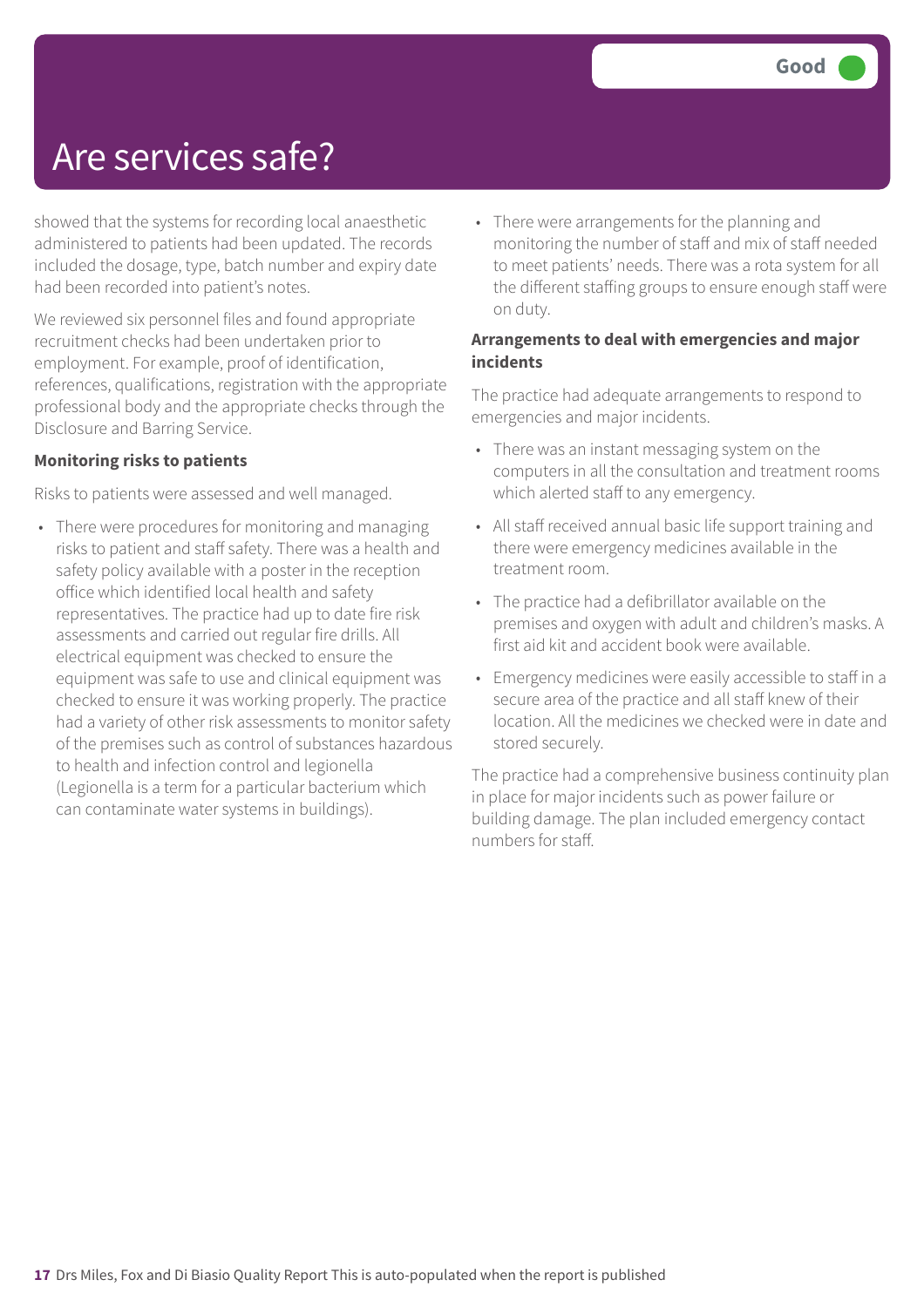# Are services safe?

Good

showed that the systems for recording local anaesthetic administered to patients had been updated. The records included the dosage, type, batch number and expiry date had been recorded into patient's notes.

We reviewed six personnel files and found appropriate recruitment checks had been undertaken prior to employment. For example, proof of identification, references, qualifications, registration with the appropriate professional body and the appropriate checks through the Disclosure and Barring Service.

**Monitoring risks to patients**

Risks to patients were assessed and well managed.

- There were procedures for monitoring and managing risks to patient and staff safety. There was a health and safety policy available with a poster in the reception office which identified local health and safety representatives. The practice had up to date fire risk assessments and carried out regular fire drills. All electrical equipment was checked to ensure the equipment was safe to use and clinical equipment was checked to ensure it was working properly. The practice had a variety of other risk assessments to monitor safety of the premises such as control of substances hazardous to health and infection control and legionella (Legionella is a term for a particular bacterium which can contaminate water systems in buildings).
- There were arrangements for the planning and monitoring the number of staff and mix of staff needed to meet patients' needs. There was a rota system for all the different staffing groups to ensure enough staff were on duty.

**Arrangements to deal with emergencies and major incidents**

The practice had adequate arrangements to respond to emergencies and major incidents.

- There was an instant messaging system on the computers in all the consultation and treatment rooms which alerted staff to any emergency.
- All staff received annual basic life support training and there were emergency medicines available in the treatment room.
- The practice had a defibrillator available on the premises and oxygen with adult and children's masks. A first aid kit and accident book were available.
- Emergency medicines were easily accessible to staff in a secure area of the practice and all staff knew of their location. All the medicines we checked were in date and stored securely.

The practice had a comprehensive business continuity plan in place for major incidents such as power failure or building damage. The plan included emergency contact numbers for staff.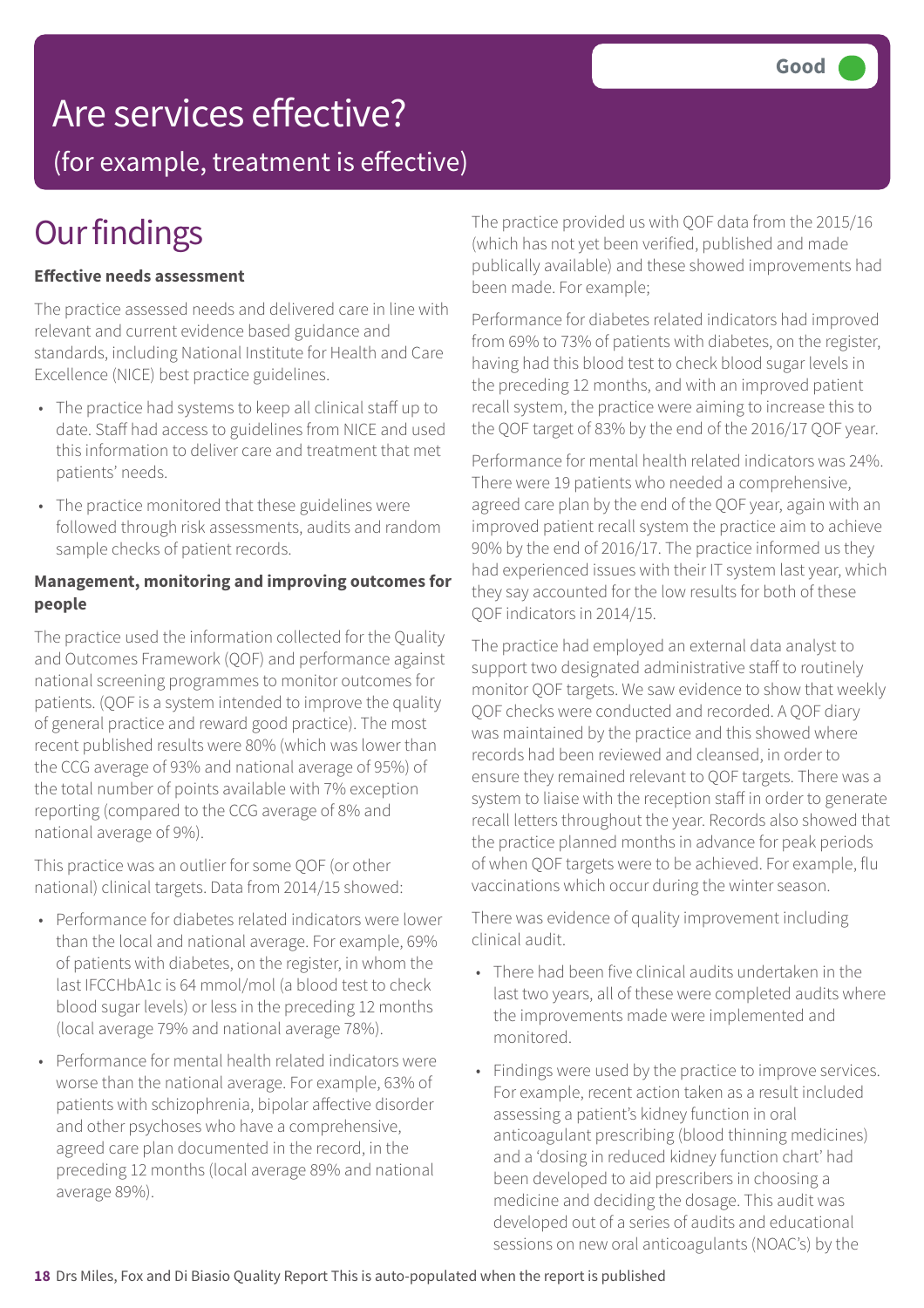Good

# Are services effective?

(for example, treatment is effective)

## Our findings

**Effective needs assessment**

The practice assessed needs and delivered care in line with relevant and current evidence based guidance and standards, including National Institute for Health and Care Excellence (NICE) best practice guidelines.

- The practice had systems to keep all clinical staff up to date. Staff had access to guidelines from NICE and used this information to deliver care and treatment that met patients' needs.
- The practice monitored that these guidelines were followed through risk assessments, audits and random sample checks of patient records.

**Management, monitoring and improving outcomes for people**

The practice used the information collected for the Quality and Outcomes Framework (QOF) and performance against national screening programmes to monitor outcomes for patients. (QOF is a system intended to improve the quality of general practice and reward good practice). The most recent published results were 80% (which was lower than the CCG average of 93% and national average of 95%) of the total number of points available with 7% exception reporting (compared to the CCG average of 8% and national average of 9%).

This practice was an outlier for some QOF (or other national) clinical targets. Data from 2014/15 showed:

- Performance for diabetes related indicators were lower than the local and national average. For example, 69% of patients with diabetes, on the register, in whom the last IFCCHbA1c is 64 mmol/mol (a blood test to check blood sugar levels) or less in the preceding 12 months (local average 79% and national average 78%).
- Performance for mental health related indicators were worse than the national average. For example, 63% of patients with schizophrenia, bipolar affective disorder and other psychoses who have a comprehensive, agreed care plan documented in the record, in the preceding 12 months (local average 89% and national average 89%).

The practice provided us with QOF data from the 2015/16 (which has not yet been verified, published and made publically available) and these showed improvements had been made. For example;

Performance for diabetes related indicators had improved from 69% to 73% of patients with diabetes, on the register, having had this blood test to check blood sugar levels in the preceding 12 months, and with an improved patient recall system, the practice were aiming to increase this to the QOF target of 83% by the end of the 2016/17 QOF year.

Performance for mental health related indicators was 24%. There were 19 patients who needed a comprehensive, agreed care plan by the end of the QOF year, again with an improved patient recall system the practice aim to achieve 90% by the end of 2016/17. The practice informed us they had experienced issues with their IT system last year, which they say accounted for the low results for both of these QOF indicators in 2014/15.

The practice had employed an external data analyst to support two designated administrative staff to routinely monitor QOF targets. We saw evidence to show that weekly QOF checks were conducted and recorded. A QOF diary was maintained by the practice and this showed where records had been reviewed and cleansed, in order to ensure they remained relevant to QOF targets. There was a system to liaise with the reception staff in order to generate recall letters throughout the year. Records also showed that the practice planned months in advance for peak periods of when QOF targets were to be achieved. For example, flu vaccinations which occur during the winter season.

There was evidence of quality improvement including clinical audit.

- There had been five clinical audits undertaken in the last two years, all of these were completed audits where the improvements made were implemented and monitored.
- Findings were used by the practice to improve services. For example, recent action taken as a result included assessing a patient's kidney function in oral anticoagulant prescribing (blood thinning medicines) and a 'dosing in reduced kidney function chart' had been developed to aid prescribers in choosing a medicine and deciding the dosage. This audit was developed out of a series of audits and educational sessions on new oral anticoagulants (NOAC's) by the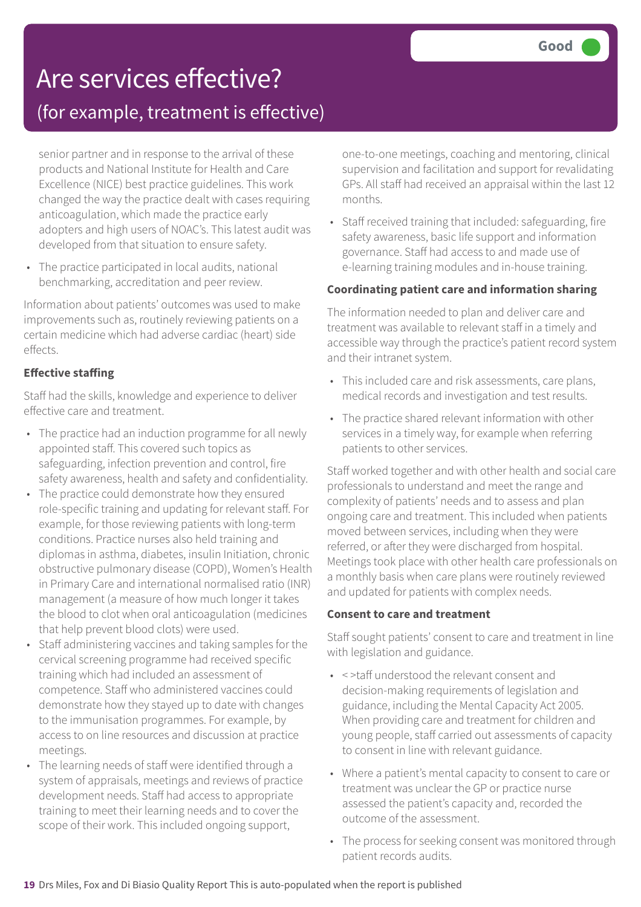# Are services effective?

## (for example, treatment is effective)

Good

senior partner and in response to the arrival of these products and National Institute for Health and Care Excellence (NICE) best practice guidelines. This work changed the way the practice dealt with cases requiring anticoagulation, which made the practice early adopters and high users of NOAC's. This latest audit was developed from that situation to ensure safety.

- The practice participated in local audits, national benchmarking, accreditation and peer review.

Information about patients' outcomes was used to make improvements such as, routinely reviewing patients on a certain medicine which had adverse cardiac (heart) side effects.

**Effective staffing**

Staff had the skills, knowledge and experience to deliver effective care and treatment.

- The practice had an induction programme for all newly appointed staff. This covered such topics as safeguarding, infection prevention and control, fire safety awareness, health and safety and confidentiality.
- The practice could demonstrate how they ensured role-specific training and updating for relevant staff. For example, for those reviewing patients with long-term conditions. Practice nurses also held training and diplomas in asthma, diabetes, insulin Initiation, chronic obstructive pulmonary disease (COPD), Women's Health in Primary Care and international normalised ratio (INR) management (a measure of how much longer it takes the blood to clot when oral anticoagulation (medicines that help prevent blood clots) were used.
- Staff administering vaccines and taking samples for the cervical screening programme had received specific training which had included an assessment of competence. Staff who administered vaccines could demonstrate how they stayed up to date with changes to the immunisation programmes. For example, by access to on line resources and discussion at practice meetings.
- The learning needs of staff were identified through a system of appraisals, meetings and reviews of practice development needs. Staff had access to appropriate training to meet their learning needs and to cover the scope of their work. This included ongoing support, one-to-one meetings, coaching and mentoring, clinical supervision and facilitation and support for revalidating GPs. All staff had received an appraisal within the last 12 months.
- Staff received training that included: safeguarding, fire safety awareness, basic life support and information governance. Staff had access to and made use of e-learning training modules and in-house training.

**Coordinating patient care and information sharing**

The information needed to plan and deliver care and treatment was available to relevant staff in a timely and accessible way through the practice's patient record system and their intranet system.

- This included care and risk assessments, care plans, medical records and investigation and test results.
- The practice shared relevant information with other services in a timely way, for example when referring patients to other services.

Staff worked together and with other health and social care professionals to understand and meet the range and complexity of patients' needs and to assess and plan ongoing care and treatment. This included when patients moved between services, including when they were referred, or after they were discharged from hospital. Meetings took place with other health care professionals on a monthly basis when care plans were routinely reviewed and updated for patients with complex needs.

**Consent to care and treatment**

Staff sought patients' consent to care and treatment in line with legislation and guidance.

- < >taff understood the relevant consent and decision-making requirements of legislation and guidance, including the Mental Capacity Act 2005. When providing care and treatment for children and young people, staff carried out assessments of capacity to consent in line with relevant guidance.
- Where a patient's mental capacity to consent to care or treatment was unclear the GP or practice nurse assessed the patient's capacity and, recorded the outcome of the assessment.
- The process for seeking consent was monitored through patient records audits.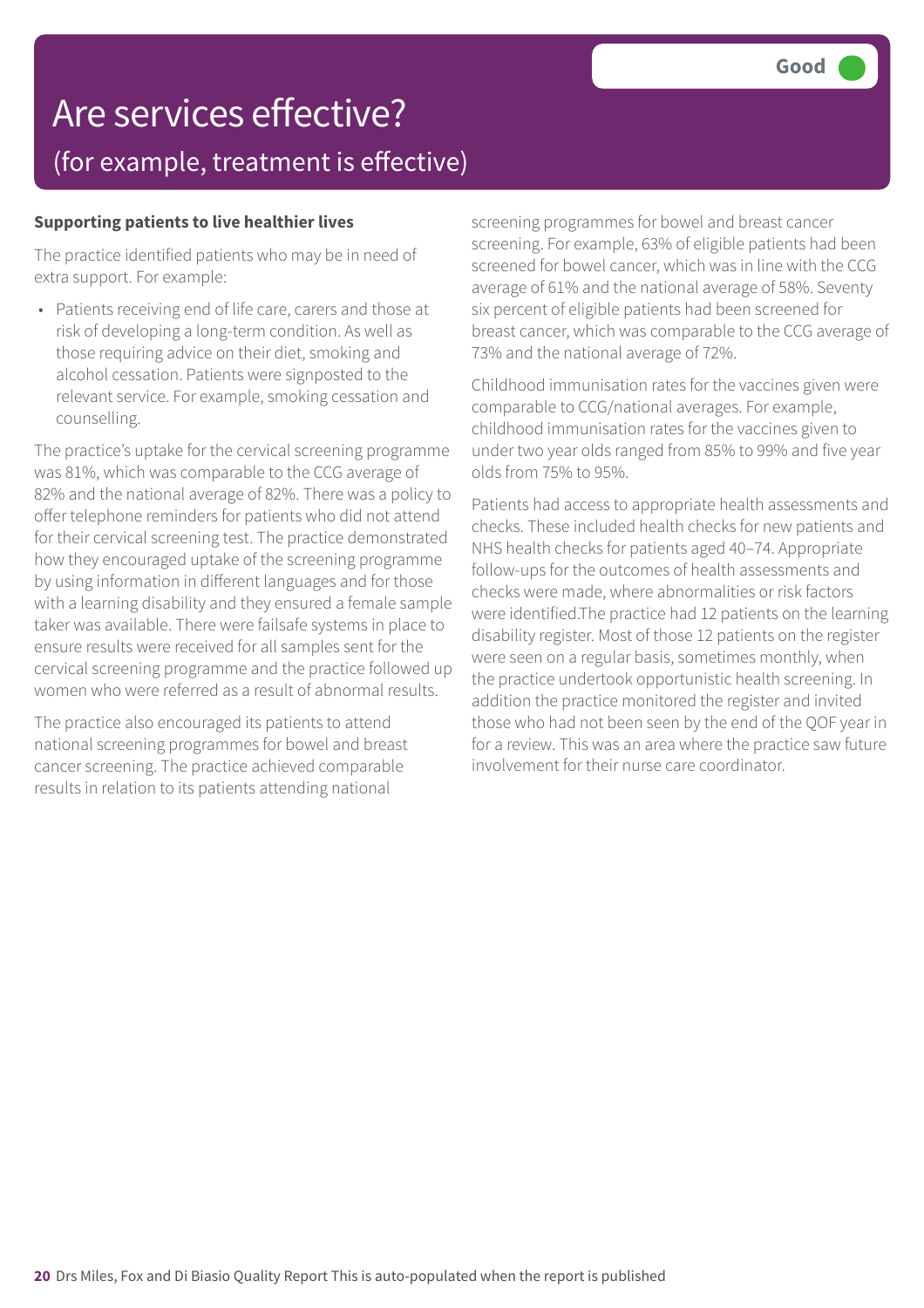# Are services effective?

## (for example, treatment is effective)

Good

**Supporting patients to live healthier lives**

The practice identified patients who may be in need of extra support. For example:

- Patients receiving end of life care, carers and those at risk of developing a long-term condition. As well as those requiring advice on their diet, smoking and alcohol cessation. Patients were signposted to the relevant service. For example, smoking cessation and counselling.

The practice's uptake for the cervical screening programme was 81%, which was comparable to the CCG average of 82% and the national average of 82%. There was a policy to offer telephone reminders for patients who did not attend for their cervical screening test. The practice demonstrated how they encouraged uptake of the screening programme by using information in different languages and for those with a learning disability and they ensured a female sample taker was available. There were failsafe systems in place to ensure results were received for all samples sent for the cervical screening programme and the practice followed up women who were referred as a result of abnormal results.

The practice also encouraged its patients to attend national screening programmes for bowel and breast cancer screening. The practice achieved comparable results in relation to its patients attending national screening programmes for bowel and breast cancer screening. For example, 63% of eligible patients had been screened for bowel cancer, which was in line with the CCG average of 61% and the national average of 58%. Seventy six percent of eligible patients had been screened for breast cancer, which was comparable to the CCG average of 73% and the national average of 72%.

Childhood immunisation rates for the vaccines given were comparable to CCG/national averages. For example, childhood immunisation rates for the vaccines given to under two year olds ranged from 85% to 99% and five year olds from 75% to 95%.

Patients had access to appropriate health assessments and checks. These included health checks for new patients and NHS health checks for patients aged 40–74. Appropriate follow-ups for the outcomes of health assessments and checks were made, where abnormalities or risk factors were identified.The practice had 12 patients on the learning disability register. Most of those 12 patients on the register were seen on a regular basis, sometimes monthly, when the practice undertook opportunistic health screening. In addition the practice monitored the register and invited those who had not been seen by the end of the QOF year in for a review. This was an area where the practice saw future involvement for their nurse care coordinator.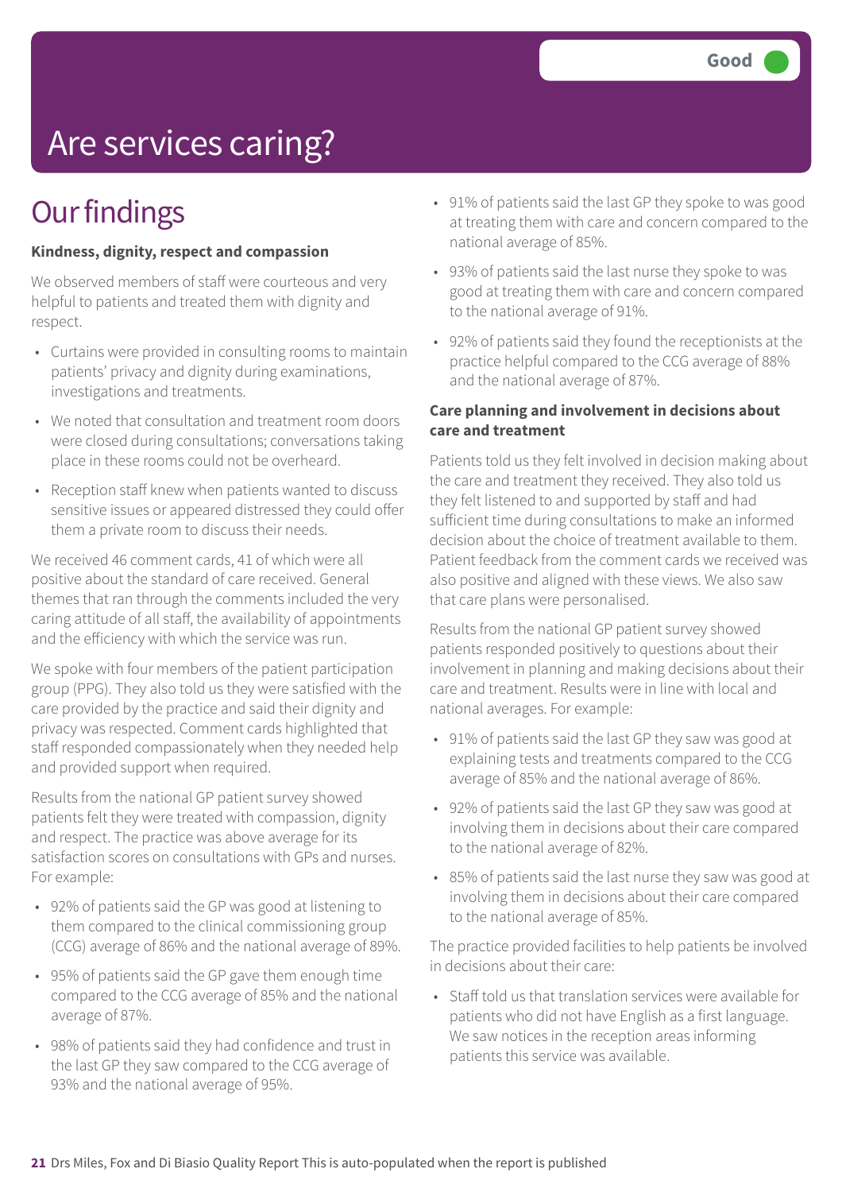# Are services caring?

**Good**

## Our findings

**Kindness, dignity, respect and compassion**

We observed members of staff were courteous and very helpful to patients and treated them with dignity and respect.

- Curtains were provided in consulting rooms to maintain patients' privacy and dignity during examinations, investigations and treatments.
- We noted that consultation and treatment room doors were closed during consultations; conversations taking place in these rooms could not be overheard.
- Reception staff knew when patients wanted to discuss sensitive issues or appeared distressed they could offer them a private room to discuss their needs.

We received 46 comment cards, 41 of which were all positive about the standard of care received. General themes that ran through the comments included the very caring attitude of all staff, the availability of appointments and the efficiency with which the service was run.

We spoke with four members of the patient participation group (PPG). They also told us they were satisfied with the care provided by the practice and said their dignity and privacy was respected. Comment cards highlighted that staff responded compassionately when they needed help and provided support when required.

Results from the national GP patient survey showed patients felt they were treated with compassion, dignity and respect. The practice was above average for its satisfaction scores on consultations with GPs and nurses. For example:

- 92% of patients said the GP was good at listening to them compared to the clinical commissioning group (CCG) average of 86% and the national average of 89%.
- 95% of patients said the GP gave them enough time compared to the CCG average of 85% and the national average of 87%.
- 98% of patients said they had confidence and trust in the last GP they saw compared to the CCG average of 93% and the national average of 95%.
- 91% of patients said the last GP they spoke to was good at treating them with care and concern compared to the national average of 85%.
- 93% of patients said the last nurse they spoke to was good at treating them with care and concern compared to the national average of 91%.
- 92% of patients said they found the receptionists at the practice helpful compared to the CCG average of 88% and the national average of 87%.

**Care planning and involvement in decisions about care and treatment**

Patients told us they felt involved in decision making about the care and treatment they received. They also told us they felt listened to and supported by staff and had sufficient time during consultations to make an informed decision about the choice of treatment available to them. Patient feedback from the comment cards we received was also positive and aligned with these views. We also saw that care plans were personalised.

Results from the national GP patient survey showed patients responded positively to questions about their involvement in planning and making decisions about their care and treatment. Results were in line with local and national averages. For example:

- 91% of patients said the last GP they saw was good at explaining tests and treatments compared to the CCG average of 85% and the national average of 86%.
- 92% of patients said the last GP they saw was good at involving them in decisions about their care compared to the national average of 82%.
- 85% of patients said the last nurse they saw was good at involving them in decisions about their care compared to the national average of 85%.

The practice provided facilities to help patients be involved in decisions about their care:

- Staff told us that translation services were available for patients who did not have English as a first language. We saw notices in the reception areas informing patients this service was available.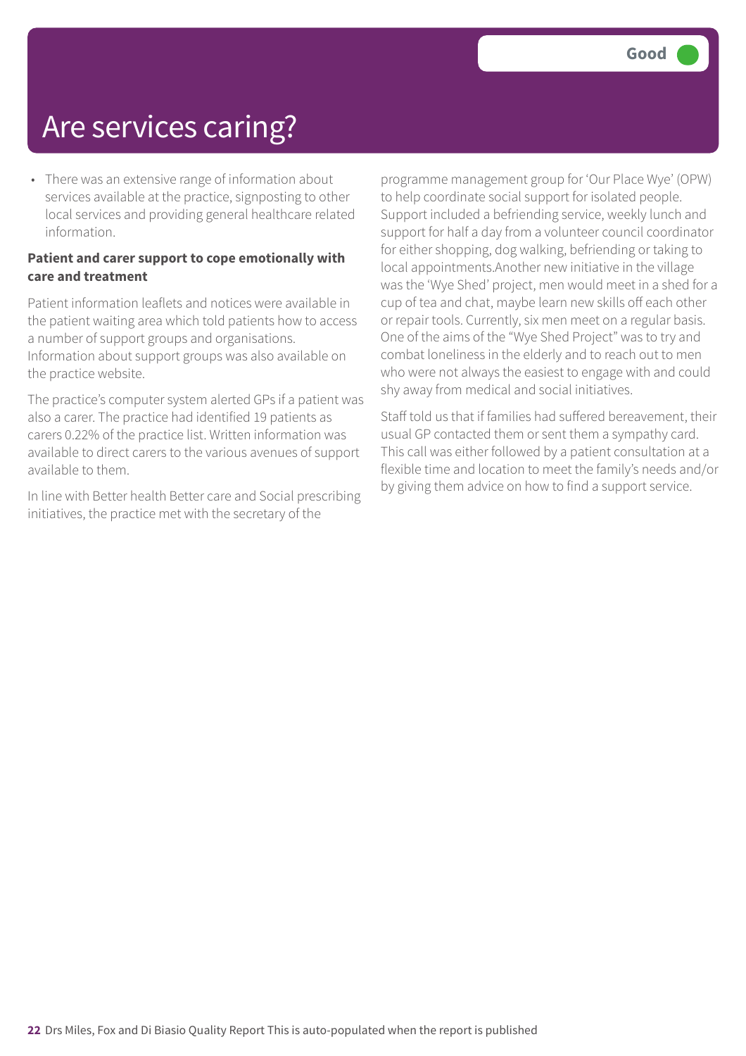# Are services caring?

Good

- There was an extensive range of information about services available at the practice, signposting to other local services and providing general healthcare related information.

**Patient and carer support to cope emotionally with care and treatment**

Patient information leaflets and notices were available in the patient waiting area which told patients how to access a number of support groups and organisations. Information about support groups was also available on the practice website.

The practice's computer system alerted GPs if a patient was also a carer. The practice had identified 19 patients as carers 0.22% of the practice list. Written information was available to direct carers to the various avenues of support available to them.

In line with Better health Better care and Social prescribing initiatives, the practice met with the secretary of the programme management group for 'Our Place Wye' (OPW) to help coordinate social support for isolated people. Support included a befriending service, weekly lunch and support for half a day from a volunteer council coordinator for either shopping, dog walking, befriending or taking to local appointments.Another new initiative in the village was the 'Wye Shed' project, men would meet in a shed for a cup of tea and chat, maybe learn new skills off each other or repair tools. Currently, six men meet on a regular basis. One of the aims of the "Wye Shed Project" was to try and combat loneliness in the elderly and to reach out to men who were not always the easiest to engage with and could shy away from medical and social initiatives.

Staff told us that if families had suffered bereavement, their usual GP contacted them or sent them a sympathy card. This call was either followed by a patient consultation at a flexible time and location to meet the family's needs and/or by giving them advice on how to find a support service.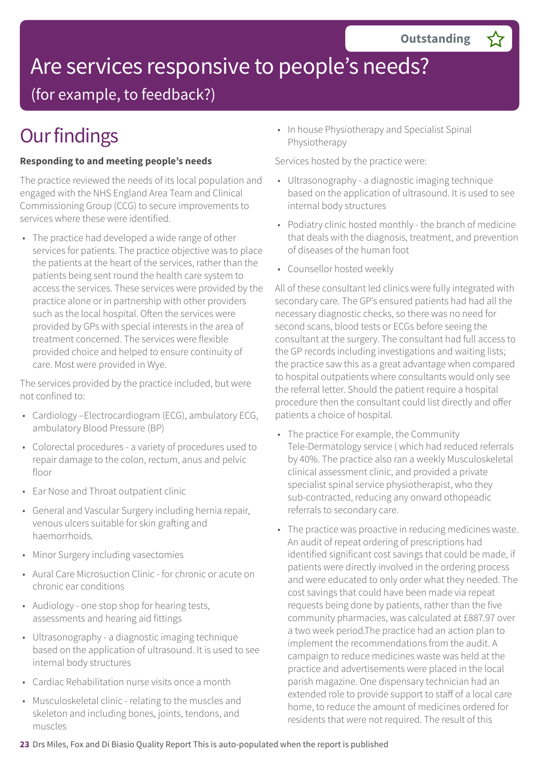# Are services responsive to people's needs?

(for example, to feedback?)

**Outstanding** ☆

## Our findings

**Responding to and meeting people's needs**

The practice reviewed the needs of its local population and engaged with the NHS England Area Team and Clinical Commissioning Group (CCG) to secure improvements to services where these were identified.

- The practice had developed a wide range of other services for patients. The practice objective was to place the patients at the heart of the services, rather than the patients being sent round the health care system to access the services. These services were provided by the practice alone or in partnership with other providers such as the local hospital. Often the services were provided by GPs with special interests in the area of treatment concerned. The services were flexible provided choice and helped to ensure continuity of care. Most were provided in Wye.

The services provided by the practice included, but were not confined to:

- Cardiology –Electrocardiogram (ECG), ambulatory ECG, ambulatory Blood Pressure (BP)
- Colorectal procedures - a variety of procedures used to repair damage to the colon, rectum, anus and pelvic floor
- Ear Nose and Throat outpatient clinic
- General and Vascular Surgery including hernia repair, venous ulcers suitable for skin grafting and haemorrhoids.
- Minor Surgery including vasectomies
- Aural Care Microsuction Clinic - for chronic or acute on chronic ear conditions
- Audiology - one stop shop for hearing tests, assessments and hearing aid fittings
- Ultrasonography - a diagnostic imaging technique based on the application of ultrasound. It is used to see internal body structures
- Cardiac Rehabilitation nurse visits once a month
- Musculoskeletal clinic - relating to the muscles and skeleton and including bones, joints, tendons, and muscles
- In house Physiotherapy and Specialist Spinal Physiotherapy

Services hosted by the practice were:

- Ultrasonography - a diagnostic imaging technique based on the application of ultrasound. It is used to see internal body structures
- Podiatry clinic hosted monthly - the branch of medicine that deals with the diagnosis, treatment, and prevention of diseases of the human foot
- Counsellor hosted weekly

All of these consultant led clinics were fully integrated with secondary care. The GP's ensured patients had had all the necessary diagnostic checks, so there was no need for second scans, blood tests or ECGs before seeing the consultant at the surgery. The consultant had full access to the GP records including investigations and waiting lists; the practice saw this as a great advantage when compared to hospital outpatients where consultants would only see the referral letter. Should the patient require a hospital procedure then the consultant could list directly and offer patients a choice of hospital.

- The practice For example, the Community Tele-Dermatology service ( which had reduced referrals by 40%. The practice also ran a weekly Musculoskeletal clinical assessment clinic, and provided a private specialist spinal service physiotherapist, who they sub-contracted, reducing any onward othopeadic referrals to secondary care.
- The practice was proactive in reducing medicines waste. An audit of repeat ordering of prescriptions had identified significant cost savings that could be made, if patients were directly involved in the ordering process and were educated to only order what they needed. The cost savings that could have been made via repeat requests being done by patients, rather than the five community pharmacies, was calculated at £887.97 over a two week period.The practice had an action plan to implement the recommendations from the audit. A campaign to reduce medicines waste was held at the practice and advertisements were placed in the local parish magazine. One dispensary technician had an extended role to provide support to staff of a local care home, to reduce the amount of medicines ordered for residents that were not required. The result of this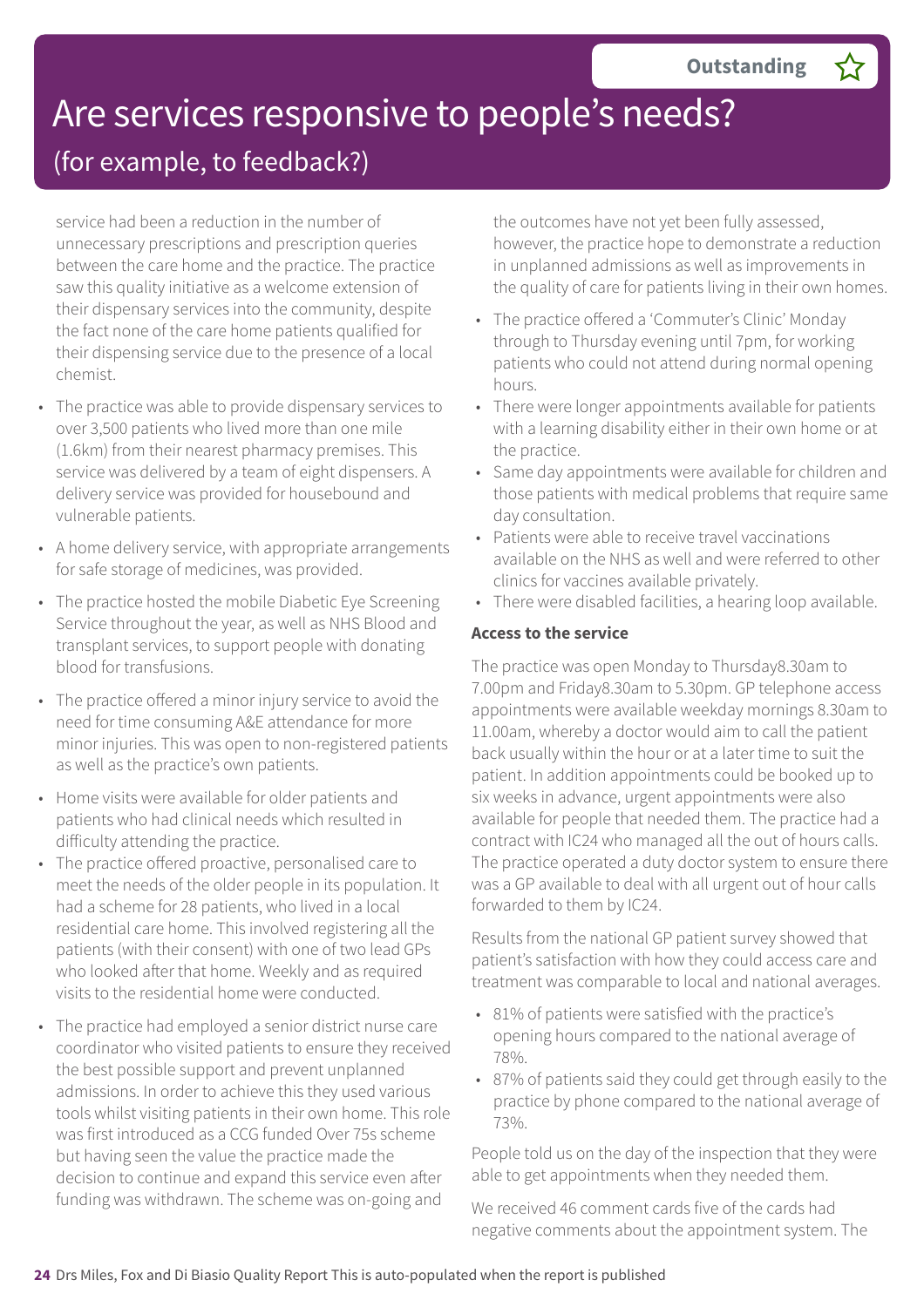## Outstanding

# Are services responsive to people's needs?

## (for example, to feedback?)

service had been a reduction in the number of unnecessary prescriptions and prescription queries between the care home and the practice. The practice saw this quality initiative as a welcome extension of their dispensary services into the community, despite the fact none of the care home patients qualified for their dispensing service due to the presence of a local chemist.

- The practice was able to provide dispensary services to over 3,500 patients who lived more than one mile (1.6km) from their nearest pharmacy premises. This service was delivered by a team of eight dispensers. A delivery service was provided for housebound and vulnerable patients.
- A home delivery service, with appropriate arrangements for safe storage of medicines, was provided.
- The practice hosted the mobile Diabetic Eye Screening Service throughout the year, as well as NHS Blood and transplant services, to support people with donating blood for transfusions.
- The practice offered a minor injury service to avoid the need for time consuming A&E attendance for more minor injuries. This was open to non-registered patients as well as the practice's own patients.
- Home visits were available for older patients and patients who had clinical needs which resulted in difficulty attending the practice.
- The practice offered proactive, personalised care to meet the needs of the older people in its population. It had a scheme for 28 patients, who lived in a local residential care home. This involved registering all the patients (with their consent) with one of two lead GPs who looked after that home. Weekly and as required visits to the residential home were conducted.
- The practice had employed a senior district nurse care coordinator who visited patients to ensure they received the best possible support and prevent unplanned admissions. In order to achieve this they used various tools whilst visiting patients in their own home. This role was first introduced as a CCG funded Over 75s scheme but having seen the value the practice made the decision to continue and expand this service even after funding was withdrawn. The scheme was on-going and the outcomes have not yet been fully assessed, however, the practice hope to demonstrate a reduction in unplanned admissions as well as improvements in the quality of care for patients living in their own homes.
- The practice offered a 'Commuter's Clinic' Monday through to Thursday evening until 7pm, for working patients who could not attend during normal opening hours.
- There were longer appointments available for patients with a learning disability either in their own home or at the practice.
- Same day appointments were available for children and those patients with medical problems that require same day consultation.
- Patients were able to receive travel vaccinations available on the NHS as well and were referred to other clinics for vaccines available privately.
- There were disabled facilities, a hearing loop available.

**Access to the service**

The practice was open Monday to Thursday8.30am to 7.00pm and Friday8.30am to 5.30pm. GP telephone access appointments were available weekday mornings 8.30am to 11.00am, whereby a doctor would aim to call the patient back usually within the hour or at a later time to suit the patient. In addition appointments could be booked up to six weeks in advance, urgent appointments were also available for people that needed them. The practice had a contract with IC24 who managed all the out of hours calls. The practice operated a duty doctor system to ensure there was a GP available to deal with all urgent out of hour calls forwarded to them by IC24.

Results from the national GP patient survey showed that patient's satisfaction with how they could access care and treatment was comparable to local and national averages.

- 81% of patients were satisfied with the practice's opening hours compared to the national average of 78%.
- 87% of patients said they could get through easily to the practice by phone compared to the national average of 73%.

People told us on the day of the inspection that they were able to get appointments when they needed them.

We received 46 comment cards five of the cards had negative comments about the appointment system. The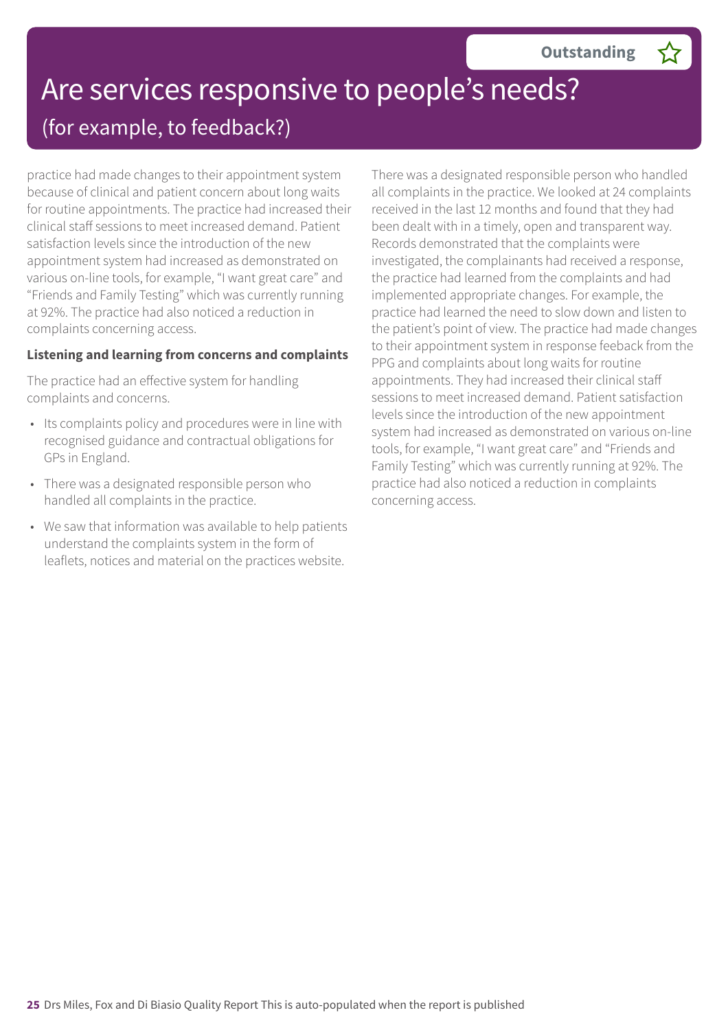# Are services responsive to people's needs?

## (for example, to feedback?)

**Outstanding**

practice had made changes to their appointment system because of clinical and patient concern about long waits for routine appointments. The practice had increased their clinical staff sessions to meet increased demand. Patient satisfaction levels since the introduction of the new appointment system had increased as demonstrated on various on-line tools, for example, "I want great care" and "Friends and Family Testing" which was currently running at 92%. The practice had also noticed a reduction in complaints concerning access.

**Listening and learning from concerns and complaints**

The practice had an effective system for handling complaints and concerns.

- Its complaints policy and procedures were in line with recognised guidance and contractual obligations for GPs in England.
- There was a designated responsible person who handled all complaints in the practice.
- We saw that information was available to help patients understand the complaints system in the form of leaflets, notices and material on the practices website.

There was a designated responsible person who handled all complaints in the practice. We looked at 24 complaints received in the last 12 months and found that they had been dealt with in a timely, open and transparent way. Records demonstrated that the complaints were investigated, the complainants had received a response, the practice had learned from the complaints and had implemented appropriate changes. For example, the practice had learned the need to slow down and listen to the patient's point of view. The practice had made changes to their appointment system in response feeback from the PPG and complaints about long waits for routine appointments. They had increased their clinical staff sessions to meet increased demand. Patient satisfaction levels since the introduction of the new appointment system had increased as demonstrated on various on-line tools, for example, "I want great care" and "Friends and Family Testing" which was currently running at 92%. The practice had also noticed a reduction in complaints concerning access.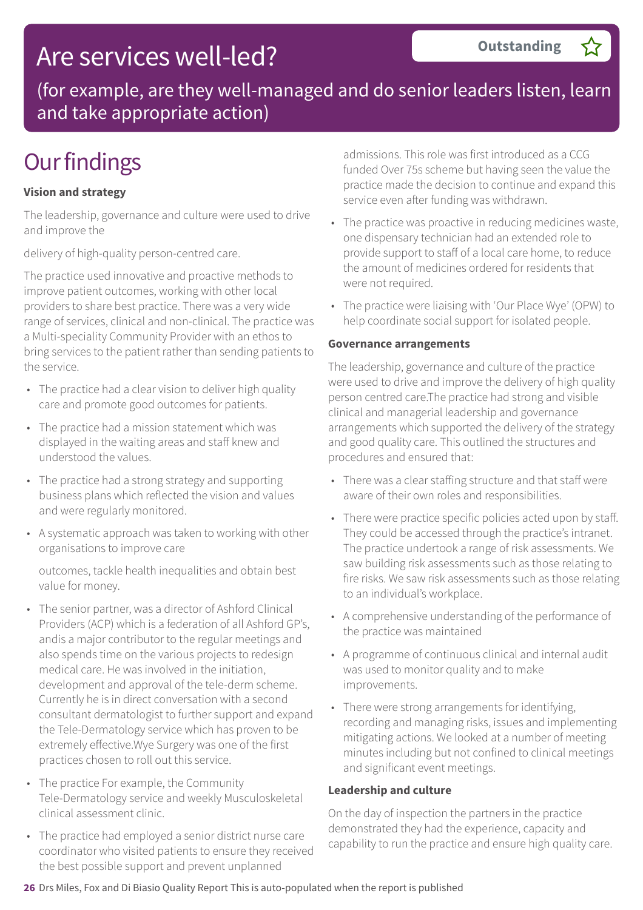# Are services well-led?

**Outstanding** ☆

(for example, are they well-managed and do senior leaders listen, learn and take appropriate action)

## Our findings

**Vision and strategy**

The leadership, governance and culture were used to drive and improve the

delivery of high-quality person-centred care.

The practice used innovative and proactive methods to improve patient outcomes, working with other local providers to share best practice. There was a very wide range of services, clinical and non-clinical. The practice was a Multi-speciality Community Provider with an ethos to bring services to the patient rather than sending patients to the service.

- The practice had a clear vision to deliver high quality care and promote good outcomes for patients.
- The practice had a mission statement which was displayed in the waiting areas and staff knew and understood the values.
- The practice had a strong strategy and supporting business plans which reflected the vision and values and were regularly monitored.
- A systematic approach was taken to working with other organisations to improve care

  outcomes, tackle health inequalities and obtain best value for money.
- The senior partner, was a director of Ashford Clinical Providers (ACP) which is a federation of all Ashford GP's, andis a major contributor to the regular meetings and also spends time on the various projects to redesign medical care. He was involved in the initiation, development and approval of the tele-derm scheme. Currently he is in direct conversation with a second consultant dermatologist to further support and expand the Tele-Dermatology service which has proven to be extremely effective.Wye Surgery was one of the first practices chosen to roll out this service.
- The practice For example, the Community Tele-Dermatology service and weekly Musculoskeletal clinical assessment clinic.
- The practice had employed a senior district nurse care coordinator who visited patients to ensure they received the best possible support and prevent unplanned admissions. This role was first introduced as a CCG funded Over 75s scheme but having seen the value the practice made the decision to continue and expand this service even after funding was withdrawn.
- The practice was proactive in reducing medicines waste, one dispensary technician had an extended role to provide support to staff of a local care home, to reduce the amount of medicines ordered for residents that were not required.
- The practice were liaising with 'Our Place Wye' (OPW) to help coordinate social support for isolated people.

**Governance arrangements**

The leadership, governance and culture of the practice were used to drive and improve the delivery of high quality person centred care.The practice had strong and visible clinical and managerial leadership and governance arrangements which supported the delivery of the strategy and good quality care. This outlined the structures and procedures and ensured that:

- There was a clear staffing structure and that staff were aware of their own roles and responsibilities.
- There were practice specific policies acted upon by staff. They could be accessed through the practice's intranet. The practice undertook a range of risk assessments. We saw building risk assessments such as those relating to fire risks. We saw risk assessments such as those relating to an individual's workplace.
- A comprehensive understanding of the performance of the practice was maintained
- A programme of continuous clinical and internal audit was used to monitor quality and to make improvements.
- There were strong arrangements for identifying, recording and managing risks, issues and implementing mitigating actions. We looked at a number of meeting minutes including but not confined to clinical meetings and significant event meetings.

**Leadership and culture**

On the day of inspection the partners in the practice demonstrated they had the experience, capacity and capability to run the practice and ensure high quality care.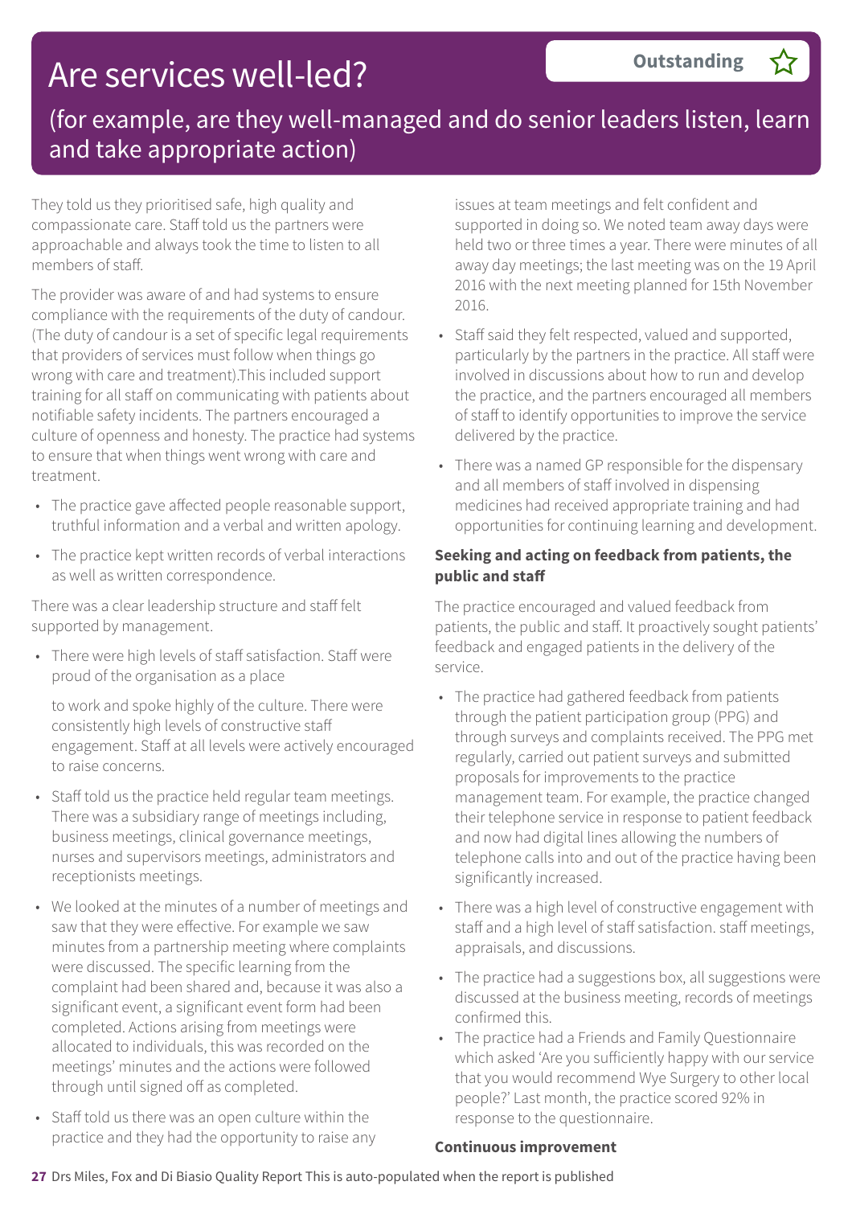# Are services well-led?

**Outstanding** ☆

## (for example, are they well-managed and do senior leaders listen, learn and take appropriate action)

They told us they prioritised safe, high quality and compassionate care. Staff told us the partners were approachable and always took the time to listen to all members of staff.

The provider was aware of and had systems to ensure compliance with the requirements of the duty of candour. (The duty of candour is a set of specific legal requirements that providers of services must follow when things go wrong with care and treatment).This included support training for all staff on communicating with patients about notifiable safety incidents. The partners encouraged a culture of openness and honesty. The practice had systems to ensure that when things went wrong with care and treatment.

- The practice gave affected people reasonable support, truthful information and a verbal and written apology.
- The practice kept written records of verbal interactions as well as written correspondence.

There was a clear leadership structure and staff felt supported by management.

- There were high levels of staff satisfaction. Staff were proud of the organisation as a place to work and spoke highly of the culture. There were consistently high levels of constructive staff engagement. Staff at all levels were actively encouraged to raise concerns.
- Staff told us the practice held regular team meetings. There was a subsidiary range of meetings including, business meetings, clinical governance meetings, nurses and supervisors meetings, administrators and receptionists meetings.
- We looked at the minutes of a number of meetings and saw that they were effective. For example we saw minutes from a partnership meeting where complaints were discussed. The specific learning from the complaint had been shared and, because it was also a significant event, a significant event form had been completed. Actions arising from meetings were allocated to individuals, this was recorded on the meetings' minutes and the actions were followed through until signed off as completed.
- Staff told us there was an open culture within the practice and they had the opportunity to raise any issues at team meetings and felt confident and supported in doing so. We noted team away days were held two or three times a year. There were minutes of all away day meetings; the last meeting was on the 19 April 2016 with the next meeting planned for 15th November 2016.
- Staff said they felt respected, valued and supported, particularly by the partners in the practice. All staff were involved in discussions about how to run and develop the practice, and the partners encouraged all members of staff to identify opportunities to improve the service delivered by the practice.
- There was a named GP responsible for the dispensary and all members of staff involved in dispensing medicines had received appropriate training and had opportunities for continuing learning and development.

**Seeking and acting on feedback from patients, the public and staff**

The practice encouraged and valued feedback from patients, the public and staff. It proactively sought patients' feedback and engaged patients in the delivery of the service.

- The practice had gathered feedback from patients through the patient participation group (PPG) and through surveys and complaints received. The PPG met regularly, carried out patient surveys and submitted proposals for improvements to the practice management team. For example, the practice changed their telephone service in response to patient feedback and now had digital lines allowing the numbers of telephone calls into and out of the practice having been significantly increased.
- There was a high level of constructive engagement with staff and a high level of staff satisfaction. staff meetings, appraisals, and discussions.
- The practice had a suggestions box, all suggestions were discussed at the business meeting, records of meetings confirmed this.
- The practice had a Friends and Family Questionnaire which asked 'Are you sufficiently happy with our service that you would recommend Wye Surgery to other local people?' Last month, the practice scored 92% in response to the questionnaire.

**Continuous improvement**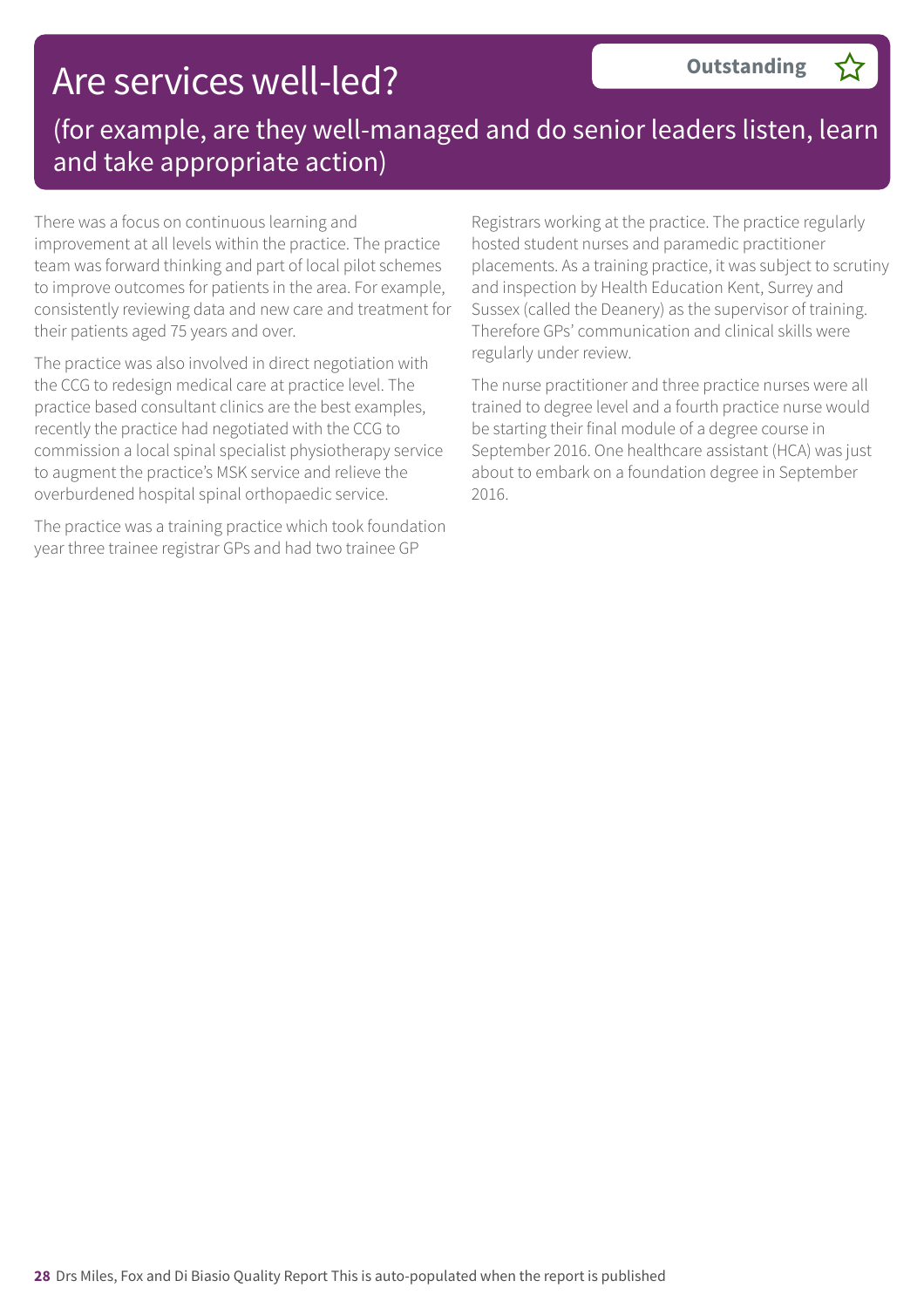# Are services well-led?

**Outstanding** ☆

## (for example, are they well-managed and do senior leaders listen, learn and take appropriate action)

There was a focus on continuous learning and improvement at all levels within the practice. The practice team was forward thinking and part of local pilot schemes to improve outcomes for patients in the area. For example, consistently reviewing data and new care and treatment for their patients aged 75 years and over.

The practice was also involved in direct negotiation with the CCG to redesign medical care at practice level. The practice based consultant clinics are the best examples, recently the practice had negotiated with the CCG to commission a local spinal specialist physiotherapy service to augment the practice's MSK service and relieve the overburdened hospital spinal orthopaedic service.

The practice was a training practice which took foundation year three trainee registrar GPs and had two trainee GP Registrars working at the practice. The practice regularly hosted student nurses and paramedic practitioner placements. As a training practice, it was subject to scrutiny and inspection by Health Education Kent, Surrey and Sussex (called the Deanery) as the supervisor of training. Therefore GPs' communication and clinical skills were regularly under review.

The nurse practitioner and three practice nurses were all trained to degree level and a fourth practice nurse would be starting their final module of a degree course in September 2016. One healthcare assistant (HCA) was just about to embark on a foundation degree in September 2016.